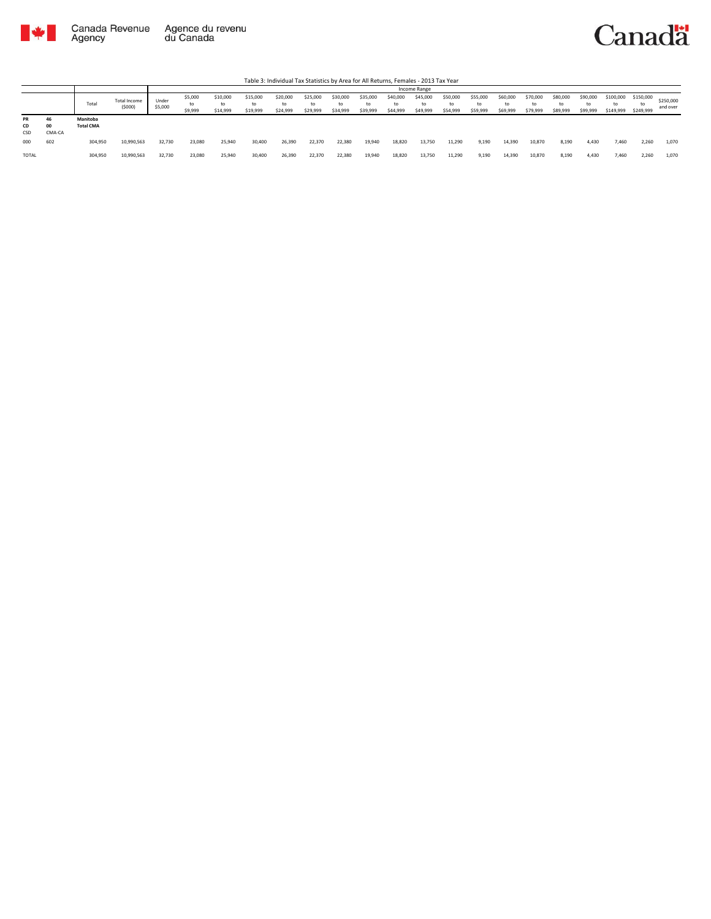Table 3: Individual Tax Statistics by Area for All Returns, Females - 2013 Tax Year

| | | Total | Total Income ($000) | Income Range | | | | | | | | | | | | | | | | | | | |
|---|---|---|---|---|---|---|---|---|---|---|---|---|---|---|---|---|---|---|---|---|---|---|---|
| | | | | Under $5,000 | $5,000 to $9,999 | $10,000 to $14,999 | $15,000 to $19,999 | $20,000 to $24,999 | $25,000 to $29,999 | $30,000 to $34,999 | $35,000 to $39,999 | $40,000 to $44,999 | $45,000 to $49,999 | $50,000 to $54,999 | $55,000 to $59,999 | $60,000 to $69,999 | $70,000 to $79,999 | $80,000 to $89,999 | $90,000 to $99,999 | $100,000 to $149,999 | $150,000 to $249,999 | $250,000 and over |
| **PR** | **46** | **Manitoba** | | | | | | | | | | | | | | | | | | | | |
| **CD** | **00** | **Total CMA** | | | | | | | | | | | | | | | | | | | | |
| CSD | CMA-CA | | | | | | | | | | | | | | | | | | | | | |
| 000 | 602 | 304,950 | 10,990,563 | 32,730 | 23,080 | 25,940 | 30,400 | 26,390 | 22,370 | 22,380 | 19,940 | 18,820 | 13,750 | 11,290 | 9,190 | 14,390 | 10,870 | 8,190 | 4,430 | 7,460 | 2,260 | 1,070 |
| TOTAL | | 304,950 | 10,990,563 | 32,730 | 23,080 | 25,940 | 30,400 | 26,390 | 22,370 | 22,380 | 19,940 | 18,820 | 13,750 | 11,290 | 9,190 | 14,390 | 10,870 | 8,190 | 4,430 | 7,460 | 2,260 | 1,070 |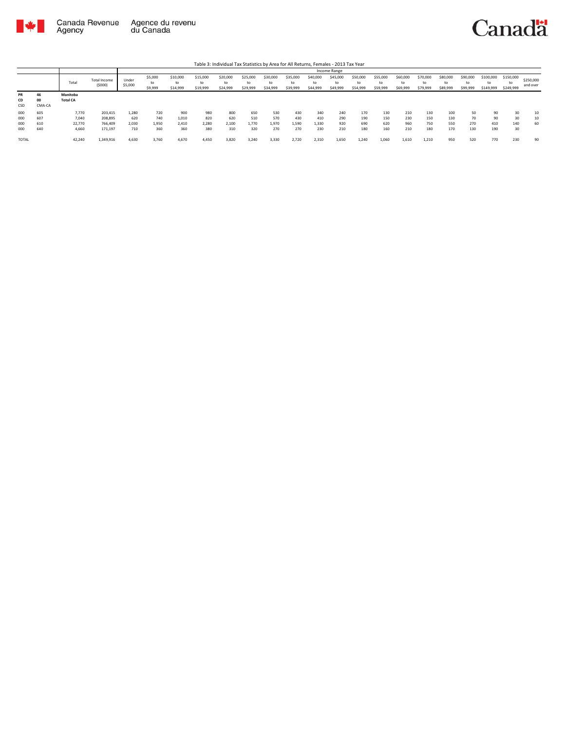Table 3: Individual Tax Statistics by Area for All Returns, Females - 2013 Tax Year

| | | Total | Total Income ($000) | Income Range | | | | | | | | | | | | | | | | | | |
|---|---|---|---|---|---|---|---|---|---|---|---|---|---|---|---|---|---|---|---|---|---|---|
| | | | | Under $5,000 | $5,000 to $9,999 | $10,000 to $14,999 | $15,000 to $19,999 | $20,000 to $24,999 | $25,000 to $29,999 | $30,000 to $34,999 | $35,000 to $39,999 | $40,000 to $44,999 | $45,000 to $49,999 | $50,000 to $54,999 | $55,000 to $59,999 | $60,000 to $69,999 | $70,000 to $79,999 | $80,000 to $89,999 | $90,000 to $99,999 | $100,000 to $149,999 | $150,000 to $249,999 | $250,000 and over |
| **PR** | **46** | **Manitoba** | | | | | | | | | | | | | | | | | | | | |
| **CD** | **00** | **Total CA** | | | | | | | | | | | | | | | | | | | | |
| CSD | CMA-CA | | | | | | | | | | | | | | | | | | | | | |
| 000 | 605 | 7,770 | 203,415 | 1,280 | 720 | 900 | 980 | 800 | 650 | 530 | 430 | 340 | 240 | 170 | 130 | 210 | 130 | 100 | 50 | 90 | 30 | 10 |
| 000 | 607 | 7,040 | 208,895 | 620 | 740 | 1,010 | 820 | 620 | 510 | 570 | 430 | 410 | 290 | 190 | 150 | 230 | 150 | 130 | 70 | 90 | 30 | 10 |
| 000 | 610 | 22,770 | 766,409 | 2,030 | 1,950 | 2,410 | 2,280 | 2,100 | 1,770 | 1,970 | 1,590 | 1,330 | 920 | 690 | 620 | 960 | 750 | 550 | 270 | 410 | 140 | 60 |
| 000 | 640 | 4,660 | 171,197 | 710 | 360 | 360 | 380 | 310 | 320 | 270 | 270 | 230 | 210 | 180 | 160 | 210 | 180 | 170 | 130 | 190 | 30 | |
| TOTAL | | 42,240 | 1,349,916 | 4,630 | 3,760 | 4,670 | 4,450 | 3,820 | 3,240 | 3,330 | 2,720 | 2,310 | 1,650 | 1,240 | 1,060 | 1,610 | 1,210 | 950 | 520 | 770 | 230 | 90 |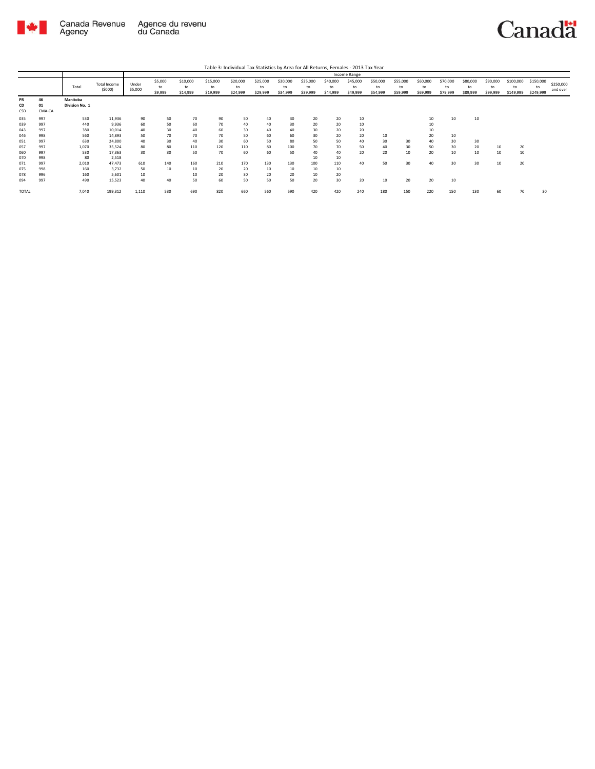Table 3: Individual Tax Statistics by Area for All Returns, Females - 2013 Tax Year

| | | Total | Total Income ($000) | Income Range | | | | | | | | | | | | | | | | | | |
|---|---|---|---|---|---|---|---|---|---|---|---|---|---|---|---|---|---|---|---|---|---|---|
| | | | | Under $5,000 | $5,000 to $9,999 | $10,000 to $14,999 | $15,000 to $19,999 | $20,000 to $24,999 | $25,000 to $29,999 | $30,000 to $34,999 | $35,000 to $39,999 | $40,000 to $44,999 | $45,000 to $49,999 | $50,000 to $54,999 | $55,000 to $59,999 | $60,000 to $69,999 | $70,000 to $79,999 | $80,000 to $89,999 | $90,000 to $99,999 | $100,000 to $149,999 | $150,000 to $249,999 | $250,000 and over |
| **PR** | **46** | **Manitoba** | | | | | | | | | | | | | | | | | | | | |
| **CD** | **01** | **Division No. 1** | | | | | | | | | | | | | | | | | | | | |
| CSD | CMA-CA | | | | | | | | | | | | | | | | | | | | | |
| 035 | 997 | 530 | 11,936 | 90 | 50 | 70 | 90 | 50 | 40 | 30 | 20 | 20 | 10 | | | 10 | 10 | 10 | | | | |
| 039 | 997 | 440 | 9,936 | 60 | 50 | 60 | 70 | 40 | 40 | 30 | 20 | 20 | 10 | | | 10 | | | | | | |
| 043 | 997 | 380 | 10,014 | 40 | 30 | 40 | 60 | 30 | 40 | 40 | 30 | 20 | 20 | | | 10 | | | | | | |
| 046 | 998 | 560 | 14,893 | 50 | 70 | 70 | 70 | 50 | 60 | 60 | 30 | 20 | 20 | 10 | | 20 | 10 | | | | | |
| 051 | 997 | 630 | 24,800 | 40 | 30 | 40 | 30 | 60 | 50 | 80 | 50 | 50 | 40 | 30 | 30 | 40 | 30 | 30 | | | | |
| 057 | 997 | 1,070 | 35,524 | 80 | 80 | 110 | 120 | 110 | 80 | 100 | 70 | 70 | 50 | 40 | 30 | 50 | 30 | 20 | 10 | 20 | | |
| 060 | 997 | 530 | 17,363 | 30 | 30 | 50 | 70 | 60 | 60 | 50 | 40 | 40 | 20 | 20 | 10 | 20 | 10 | 10 | 10 | 10 | | |
| 070 | 998 | 80 | 2,518 | | | | | | | | 10 | 10 | | | | | | | | | | |
| 071 | 997 | 2,010 | 47,473 | 610 | 140 | 160 | 210 | 170 | 130 | 130 | 100 | 110 | 40 | 50 | 30 | 40 | 30 | 30 | 10 | 20 | | |
| 075 | 998 | 160 | 3,732 | 50 | 10 | 10 | 20 | 20 | 10 | 10 | 10 | 10 | | | | | | | | | | |
| 078 | 996 | 160 | 5,601 | 10 | | 10 | 20 | 30 | 20 | 20 | 10 | 20 | | | | | | | | | | |
| 094 | 997 | 490 | 15,523 | 40 | 40 | 50 | 60 | 50 | 50 | 50 | 20 | 30 | 20 | 10 | 20 | 20 | 10 | | | | | |
| TOTAL | | 7,040 | 199,312 | 1,110 | 530 | 690 | 820 | 660 | 560 | 590 | 420 | 420 | 240 | 180 | 150 | 220 | 150 | 130 | 60 | 70 | 30 | |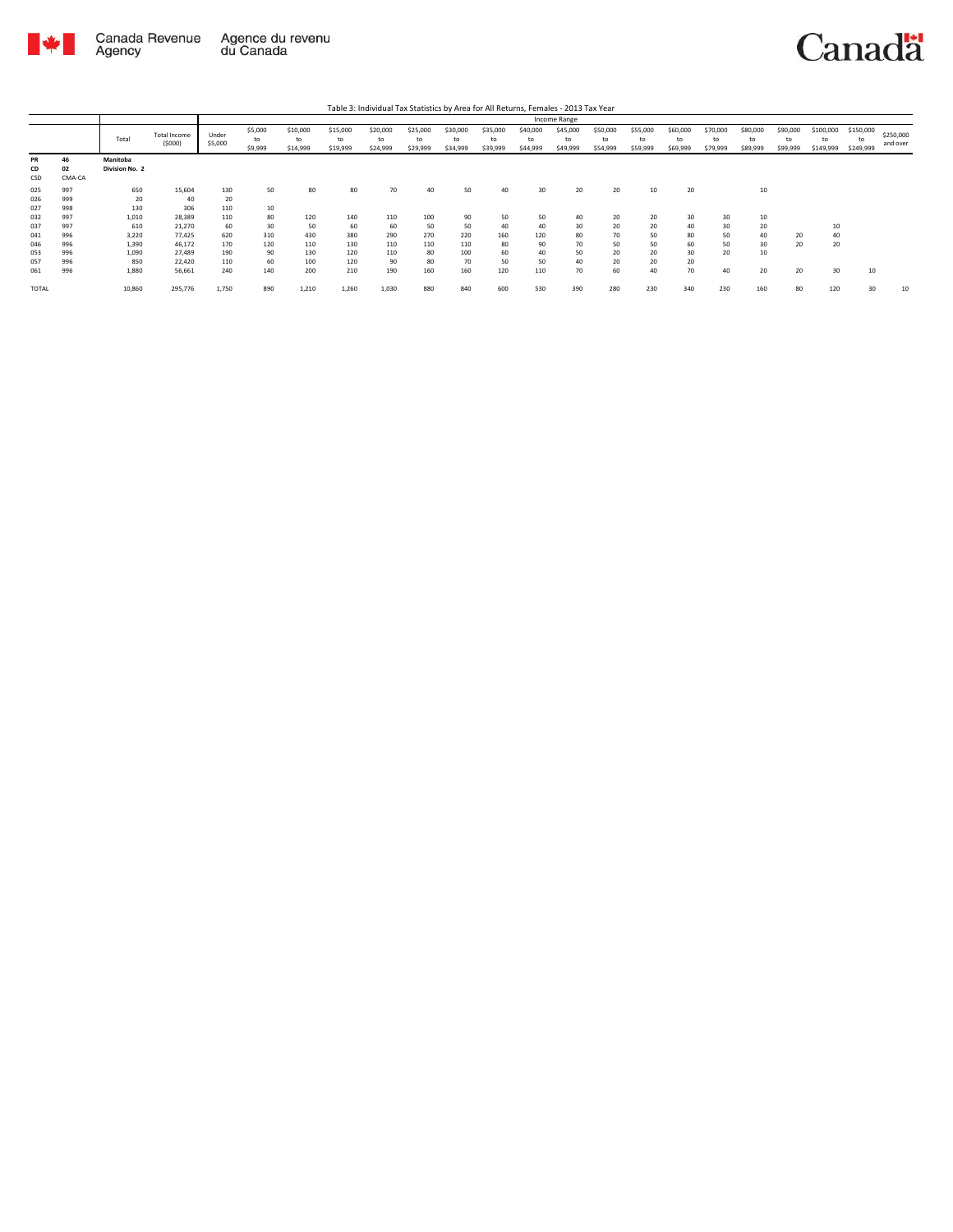Table 3: Individual Tax Statistics by Area for All Returns, Females - 2013 Tax Year

| | | Total | Total Income ($000) | Income Range | | | | | | | | | | | | | | | | | | |
|---|---|---|---|---|---|---|---|---|---|---|---|---|---|---|---|---|---|---|---|---|---|---|
| | | | | Under $5,000 | $5,000 to $9,999 | $10,000 to $14,999 | $15,000 to $19,999 | $20,000 to $24,999 | $25,000 to $29,999 | $30,000 to $34,999 | $35,000 to $39,999 | $40,000 to $44,999 | $45,000 to $49,999 | $50,000 to $54,999 | $55,000 to $59,999 | $60,000 to $69,999 | $70,000 to $79,999 | $80,000 to $89,999 | $90,000 to $99,999 | $100,000 to $149,999 | $150,000 to $249,999 | $250,000 and over |
| **PR** | **46** | **Manitoba** | | | | | | | | | | | | | | | | | | | | |
| **CD** | **02** | **Division No. 2** | | | | | | | | | | | | | | | | | | | | |
| **CSD** | **CMA-CA** | | | | | | | | | | | | | | | | | | | | | |
| 025 | 997 | 650 | 15,604 | 130 | 50 | 80 | 80 | 70 | 40 | 50 | 40 | 30 | 20 | 20 | 10 | 20 | | 10 | | | | |
| 026 | 999 | 20 | 40 | 20 | | | | | | | | | | | | | | | | | | |
| 027 | 998 | 130 | 306 | 110 | 10 | | | | | | | | | | | | | | | | | |
| 032 | 997 | 1,010 | 28,389 | 110 | 80 | 120 | 140 | 110 | 100 | 90 | 50 | 50 | 40 | 20 | 20 | 30 | 30 | 10 | | | | |
| 037 | 997 | 610 | 21,270 | 60 | 30 | 50 | 60 | 60 | 50 | 50 | 40 | 40 | 30 | 20 | 20 | 40 | 30 | 20 | | 10 | | |
| 041 | 996 | 3,220 | 77,425 | 620 | 310 | 430 | 380 | 290 | 270 | 220 | 160 | 120 | 80 | 70 | 50 | 80 | 50 | 40 | 20 | 40 | | |
| 046 | 996 | 1,390 | 46,172 | 170 | 120 | 110 | 130 | 110 | 110 | 110 | 80 | 90 | 70 | 50 | 50 | 60 | 50 | 30 | 20 | 20 | | |
| 053 | 996 | 1,090 | 27,489 | 190 | 90 | 130 | 120 | 110 | 80 | 100 | 60 | 40 | 50 | 20 | 20 | 30 | 20 | 10 | | | | |
| 057 | 996 | 850 | 22,420 | 110 | 60 | 100 | 120 | 90 | 80 | 70 | 50 | 50 | 40 | 20 | 20 | 20 | | | | | | |
| 061 | 996 | 1,880 | 56,661 | 240 | 140 | 200 | 210 | 190 | 160 | 160 | 120 | 110 | 70 | 60 | 40 | 70 | 40 | 20 | 20 | 30 | 10 | |
| TOTAL | | 10,860 | 295,776 | 1,750 | 890 | 1,210 | 1,260 | 1,030 | 880 | 840 | 600 | 530 | 390 | 280 | 230 | 340 | 230 | 160 | 80 | 120 | 30 | 10 |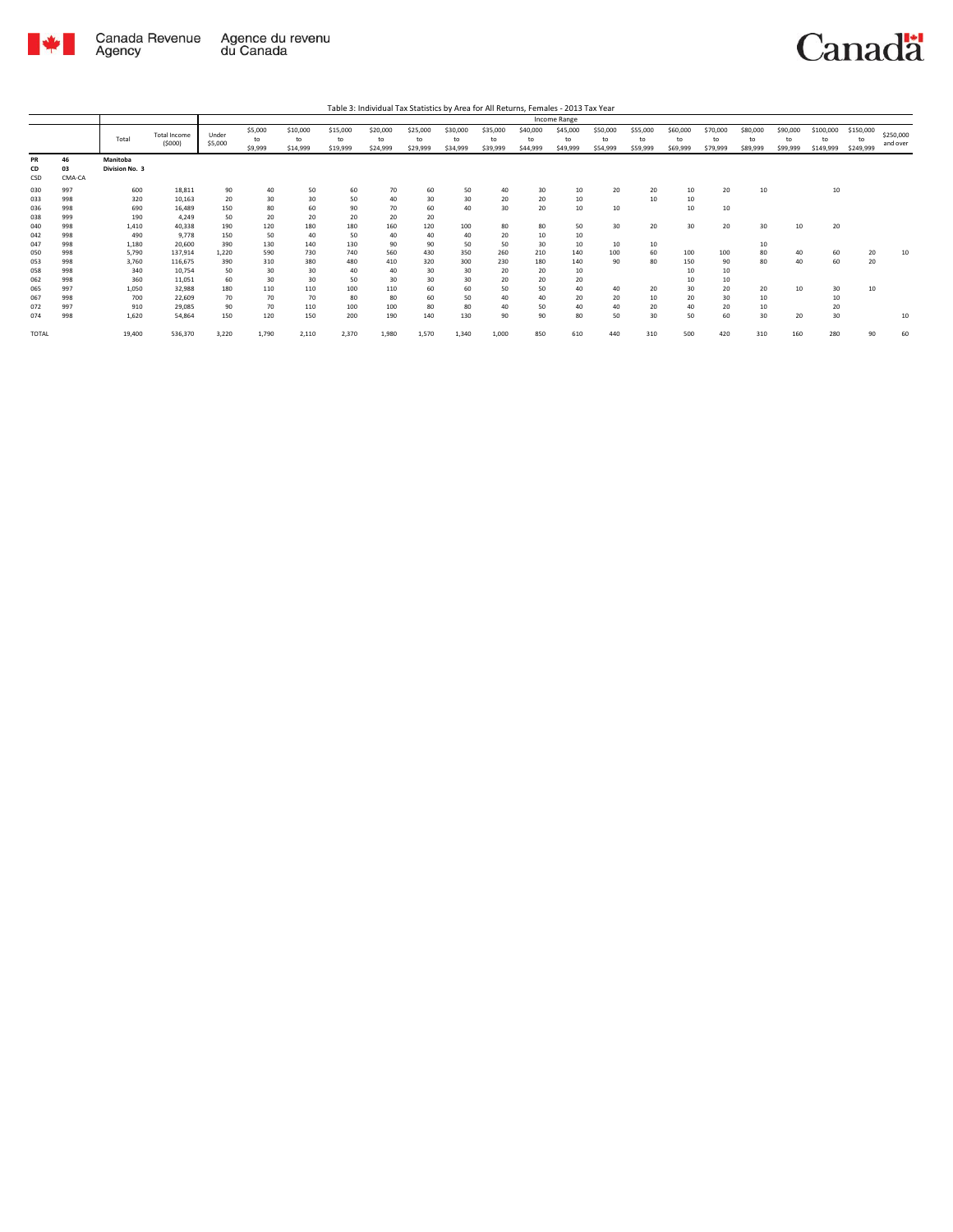Table 3: Individual Tax Statistics by Area for All Returns, Females - 2013 Tax Year

| | | Total | Total Income ($000) | Income Range | | | | | | | | | | | | | | | | | | |
|---|---|---|---|---|---|---|---|---|---|---|---|---|---|---|---|---|---|---|---|---|---|---|
| | | | | Under $5,000 | $5,000 to $9,999 | $10,000 to $14,999 | $15,000 to $19,999 | $20,000 to $24,999 | $25,000 to $29,999 | $30,000 to $34,999 | $35,000 to $39,999 | $40,000 to $44,999 | $45,000 to $49,999 | $50,000 to $54,999 | $55,000 to $59,999 | $60,000 to $69,999 | $70,000 to $79,999 | $80,000 to $89,999 | $90,000 to $99,999 | $100,000 to $149,999 | $150,000 to $249,999 | $250,000 and over |
| **PR** | **46** | **Manitoba** | | | | | | | | | | | | | | | | | | | | |
| **CD** | **03** | **Division No. 3** | | | | | | | | | | | | | | | | | | | | |
| **CSD** | **CMA-CA** | | | | | | | | | | | | | | | | | | | | | |
| 030 | 997 | 600 | 18,811 | 90 | 40 | 50 | 60 | 70 | 60 | 50 | 40 | 30 | 10 | 20 | 20 | 10 | 20 | 10 | | 10 | | |
| 033 | 998 | 320 | 10,163 | 20 | 30 | 30 | 50 | 40 | 30 | 30 | 20 | 20 | 10 | | 10 | 10 | | | | | | |
| 036 | 998 | 690 | 16,489 | 150 | 80 | 60 | 90 | 70 | 60 | 40 | 30 | 20 | 10 | 10 | | 10 | 10 | | | | | |
| 038 | 999 | 190 | 4,249 | 50 | 20 | 20 | 20 | 20 | 20 | | | | | | | | | | | | | |
| 040 | 998 | 1,410 | 40,338 | 190 | 120 | 180 | 180 | 160 | 120 | 100 | 80 | 80 | 50 | 30 | 20 | 30 | 20 | 30 | 10 | 20 | | |
| 042 | 998 | 490 | 9,778 | 150 | 50 | 40 | 50 | 40 | 40 | 40 | 20 | 10 | 10 | | | | | | | | | |
| 047 | 998 | 1,180 | 20,600 | 390 | 130 | 140 | 130 | 90 | 90 | 50 | 50 | 30 | 10 | 10 | 10 | | | 10 | | | | |
| 050 | 998 | 5,790 | 137,914 | 1,220 | 590 | 730 | 740 | 560 | 430 | 350 | 260 | 210 | 140 | 100 | 60 | 100 | 100 | 80 | 40 | 60 | 20 | 10 |
| 053 | 998 | 3,760 | 116,675 | 390 | 310 | 380 | 480 | 410 | 320 | 300 | 230 | 180 | 140 | 90 | 80 | 150 | 90 | 80 | 40 | 60 | 20 | |
| 058 | 998 | 340 | 10,754 | 50 | 30 | 30 | 40 | 40 | 30 | 30 | 20 | 20 | 10 | | | 10 | 10 | | | | | |
| 062 | 998 | 360 | 11,051 | 60 | 30 | 30 | 50 | 30 | 30 | 30 | 20 | 20 | 20 | | | 10 | 10 | | | | | |
| 065 | 997 | 1,050 | 32,988 | 180 | 110 | 110 | 100 | 110 | 60 | 60 | 50 | 50 | 40 | 40 | 20 | 30 | 20 | 20 | 10 | 30 | 10 | |
| 067 | 998 | 700 | 22,609 | 70 | 70 | 70 | 80 | 80 | 60 | 50 | 40 | 40 | 20 | 20 | 10 | 20 | 30 | 10 | | 10 | | |
| 072 | 997 | 910 | 29,085 | 90 | 70 | 110 | 100 | 100 | 80 | 80 | 40 | 50 | 40 | 40 | 20 | 40 | 20 | 10 | | 20 | | |
| 074 | 998 | 1,620 | 54,864 | 150 | 120 | 150 | 200 | 190 | 140 | 130 | 90 | 90 | 80 | 50 | 30 | 50 | 60 | 30 | 20 | 30 | | 10 |
| TOTAL | | 19,400 | 536,370 | 3,220 | 1,790 | 2,110 | 2,370 | 1,980 | 1,570 | 1,340 | 1,000 | 850 | 610 | 440 | 310 | 500 | 420 | 310 | 160 | 280 | 90 | 60 |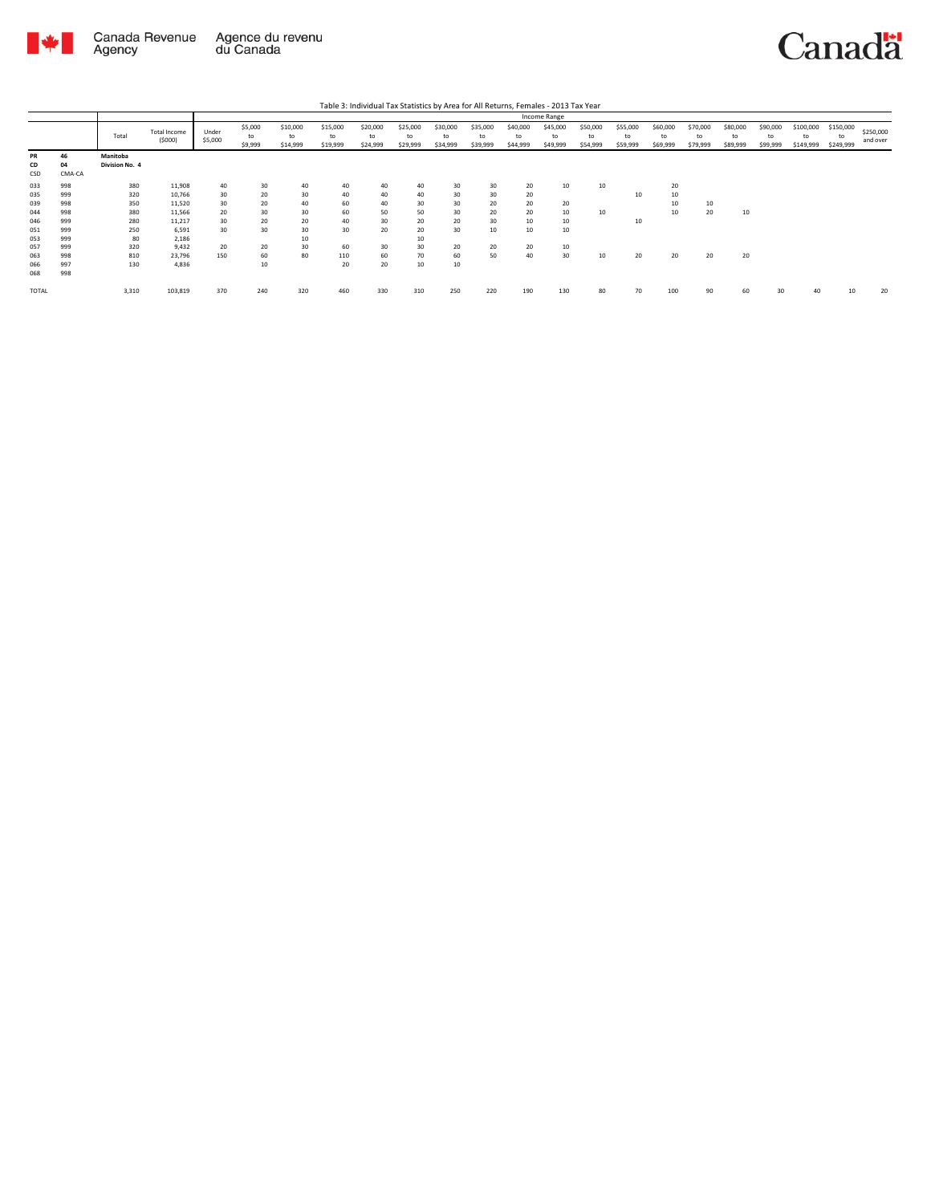Table 3: Individual Tax Statistics by Area for All Returns, Females - 2013 Tax Year

| | | Total | Total Income ($000) | Income Range | | | | | | | | | | | | | | | | | | |
|---|---|---|---|---|---|---|---|---|---|---|---|---|---|---|---|---|---|---|---|---|---|---|
| | | | | Under $5,000 | $5,000 to $9,999 | $10,000 to $14,999 | $15,000 to $19,999 | $20,000 to $24,999 | $25,000 to $29,999 | $30,000 to $34,999 | $35,000 to $39,999 | $40,000 to $44,999 | $45,000 to $49,999 | $50,000 to $54,999 | $55,000 to $59,999 | $60,000 to $69,999 | $70,000 to $79,999 | $80,000 to $89,999 | $90,000 to $99,999 | $100,000 to $149,999 | $150,000 to $249,999 | $250,000 and over |
| **PR** | **46** | **Manitoba** | | | | | | | | | | | | | | | | | | | | |
| **CD** | **04** | **Division No. 4** | | | | | | | | | | | | | | | | | | | | |
| CSD | CMA-CA | | | | | | | | | | | | | | | | | | | | | |
| 033 | 998 | 380 | 11,908 | 40 | 30 | 40 | 40 | 40 | 40 | 30 | 30 | 20 | 10 | 10 | | 20 | | | | | | |
| 035 | 999 | 320 | 10,766 | 30 | 20 | 30 | 40 | 40 | 40 | 30 | 30 | 20 | | | 10 | 10 | | | | | | |
| 039 | 998 | 350 | 11,520 | 30 | 20 | 40 | 60 | 40 | 30 | 30 | 20 | 20 | 20 | | | 10 | 10 | | | | | |
| 044 | 998 | 380 | 11,566 | 20 | 30 | 30 | 60 | 50 | 50 | 30 | 20 | 20 | 10 | 10 | | 10 | 20 | 10 | | | | |
| 046 | 999 | 280 | 11,217 | 30 | 20 | 20 | 40 | 30 | 20 | 20 | 30 | 10 | 10 | | 10 | | | | | | | |
| 051 | 999 | 250 | 6,591 | 30 | 30 | 30 | 30 | 20 | 20 | 30 | 10 | 10 | 10 | | | | | | | | | |
| 053 | 999 | 80 | 2,186 | | | 10 | | | 10 | | | | | | | | | | | | | |
| 057 | 999 | 320 | 9,432 | 20 | 20 | 30 | 60 | 30 | 30 | 20 | 20 | 20 | 10 | | | | | | | | | |
| 063 | 998 | 810 | 23,796 | 150 | 60 | 80 | 110 | 60 | 70 | 60 | 50 | 40 | 30 | 10 | 20 | 20 | 20 | 20 | | | | |
| 066 | 997 | 130 | 4,836 | | 10 | | 20 | 20 | 10 | 10 | | | | | | | | | | | | |
| 068 | 998 | | | | | | | | | | | | | | | | | | | | | |
| TOTAL | | 3,310 | 103,819 | 370 | 240 | 320 | 460 | 330 | 310 | 250 | 220 | 190 | 130 | 80 | 70 | 100 | 90 | 60 | 30 | 40 | 10 | 20 |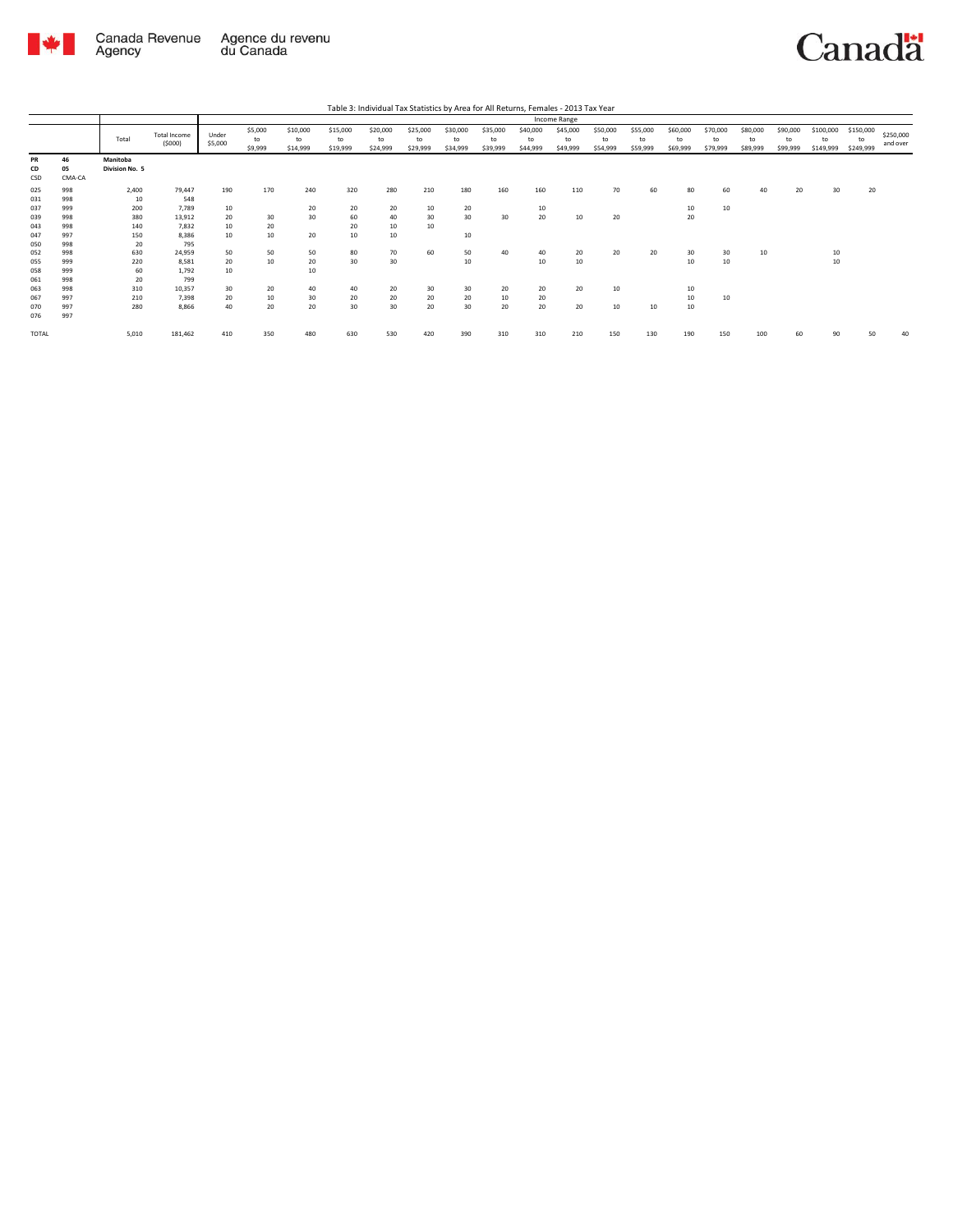Table 3: Individual Tax Statistics by Area for All Returns, Females - 2013 Tax Year

| | | Total | Total Income ($000) | Income Range | | | | | | | | | | | | | | | | | | |
|---|---|---|---|---|---|---|---|---|---|---|---|---|---|---|---|---|---|---|---|---|---|---|
| | | | | Under $5,000 | $5,000 to $9,999 | $10,000 to $14,999 | $15,000 to $19,999 | $20,000 to $24,999 | $25,000 to $29,999 | $30,000 to $34,999 | $35,000 to $39,999 | $40,000 to $44,999 | $45,000 to $49,999 | $50,000 to $54,999 | $55,000 to $59,999 | $60,000 to $69,999 | $70,000 to $79,999 | $80,000 to $89,999 | $90,000 to $99,999 | $100,000 to $149,999 | $150,000 to $249,999 | $250,000 and over |
| PR 46 | | Manitoba | | | | | | | | | | | | | | | | | | | | |
| CD 05 | | Division No. 5 | | | | | | | | | | | | | | | | | | | | |
| CSD | CMA-CA | | | | | | | | | | | | | | | | | | | | | |
| 025 | 998 | 2,400 | 79,447 | 190 | 170 | 240 | 320 | 280 | 210 | 180 | 160 | 160 | 110 | 70 | 60 | 80 | 60 | 40 | 20 | 30 | 20 | |
| 031 | 998 | 10 | 548 | | | | | | | | | | | | | | | | | | | |
| 037 | 999 | 200 | 7,789 | 10 | | 20 | 20 | 20 | 10 | 20 | | 10 | | | | 10 | 10 | | | | | |
| 039 | 998 | 380 | 13,912 | 20 | 30 | 30 | 60 | 40 | 30 | 30 | 30 | 20 | 10 | 20 | | 20 | | | | | | |
| 043 | 998 | 140 | 7,832 | 10 | 20 | | 20 | 10 | 10 | | | | | | | | | | | | | |
| 047 | 997 | 150 | 8,386 | 10 | 10 | 20 | 10 | 10 | | 10 | | | | | | | | | | | | |
| 050 | 998 | 20 | 795 | | | | | | | | | | | | | | | | | | | |
| 052 | 998 | 630 | 24,959 | 50 | 50 | 50 | 80 | 70 | 60 | 50 | 40 | 40 | 20 | 20 | 20 | 30 | 30 | 10 | | 10 | | |
| 055 | 999 | 220 | 8,581 | 20 | 10 | 20 | 30 | 30 | | 10 | | 10 | 10 | | | 10 | 10 | | | 10 | | |
| 058 | 999 | 60 | 1,792 | 10 | | 10 | | | | | | | | | | | | | | | | |
| 061 | 998 | 20 | 799 | | | | | | | | | | | | | | | | | | | |
| 063 | 998 | 310 | 10,357 | 30 | 20 | 40 | 40 | 20 | 30 | 30 | 20 | 20 | 20 | 10 | | 10 | | | | | | |
| 067 | 997 | 210 | 7,398 | 20 | 10 | 30 | 20 | 20 | 20 | 20 | 10 | 20 | | | | 10 | 10 | | | | | |
| 070 | 997 | 280 | 8,866 | 40 | 20 | 20 | 30 | 30 | 20 | 30 | 20 | 20 | 20 | 10 | 10 | 10 | | | | | | |
| 076 | 997 | | | | | | | | | | | | | | | | | | | | | |
| TOTAL | | 5,010 | 181,462 | 410 | 350 | 480 | 630 | 530 | 420 | 390 | 310 | 310 | 210 | 150 | 130 | 190 | 150 | 100 | 60 | 90 | 50 | 40 |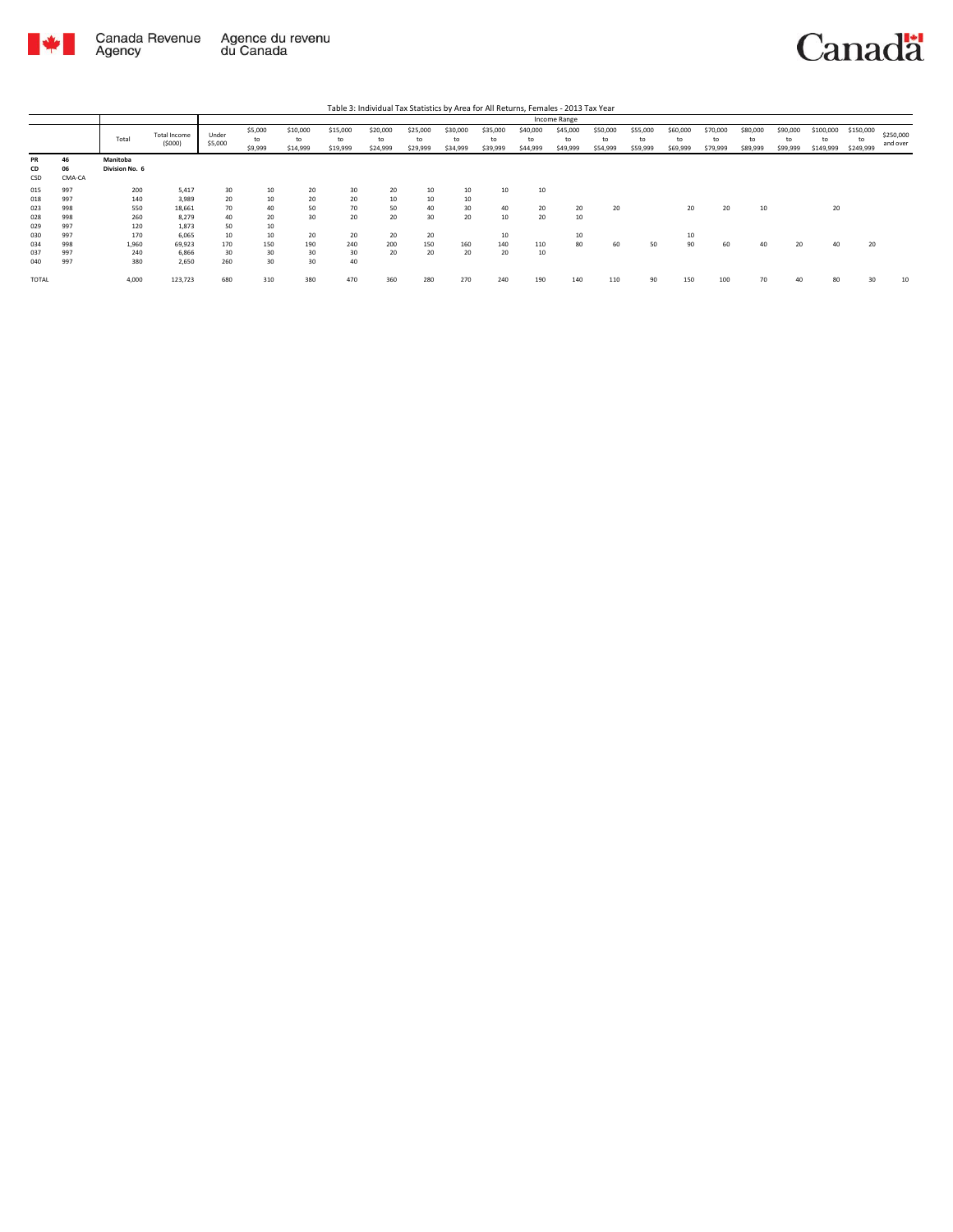Table 3: Individual Tax Statistics by Area for All Returns, Females - 2013 Tax Year

| | | Total | Total Income ($000) | Income Range | | | | | | | | | | | | | | | | | | |
|---|---|---|---|---|---|---|---|---|---|---|---|---|---|---|---|---|---|---|---|---|---|---|
| | | | | Under $5,000 | $5,000 to $9,999 | $10,000 to $14,999 | $15,000 to $19,999 | $20,000 to $24,999 | $25,000 to $29,999 | $30,000 to $34,999 | $35,000 to $39,999 | $40,000 to $44,999 | $45,000 to $49,999 | $50,000 to $54,999 | $55,000 to $59,999 | $60,000 to $69,999 | $70,000 to $79,999 | $80,000 to $89,999 | $90,000 to $99,999 | $100,000 to $149,999 | $150,000 to $249,999 | $250,000 and over |
| **PR** | **46** | **Manitoba** | | | | | | | | | | | | | | | | | | | | |
| **CD** | **06** | **Division No. 6** | | | | | | | | | | | | | | | | | | | | |
| CSD | CMA-CA | | | | | | | | | | | | | | | | | | | | | |
| 015 | 997 | 200 | 5,417 | 30 | 10 | 20 | 30 | 20 | 10 | 10 | 10 | 10 | | | | | | | | | | |
| 018 | 997 | 140 | 3,989 | 20 | 10 | 20 | 20 | 10 | 10 | 10 | | | | | | | | | | | | |
| 023 | 998 | 550 | 18,661 | 70 | 40 | 50 | 70 | 50 | 40 | 30 | 40 | 20 | 20 | 20 | | 20 | 20 | 10 | | 20 | | |
| 028 | 998 | 260 | 8,279 | 40 | 20 | 30 | 20 | 20 | 30 | 20 | 10 | 20 | 10 | | | | | | | | | |
| 029 | 997 | 120 | 1,873 | 50 | 10 | | | | | | | | | | | | | | | | | |
| 030 | 997 | 170 | 6,065 | 10 | 10 | 20 | 20 | 20 | 20 | | 10 | | 10 | | | 10 | | | | | | |
| 034 | 998 | 1,960 | 69,923 | 170 | 150 | 190 | 240 | 200 | 150 | 160 | 140 | 110 | 80 | 60 | 50 | 90 | 60 | 40 | 20 | 40 | 20 | |
| 037 | 997 | 240 | 6,866 | 30 | 30 | 30 | 30 | 20 | 20 | 20 | 20 | 10 | | | | | | | | | | |
| 040 | 997 | 380 | 2,650 | 260 | 30 | 30 | 40 | | | | | | | | | | | | | | | |
| TOTAL | | 4,000 | 123,723 | 680 | 310 | 380 | 470 | 360 | 280 | 270 | 240 | 190 | 140 | 110 | 90 | 150 | 100 | 70 | 40 | 80 | 30 | 10 |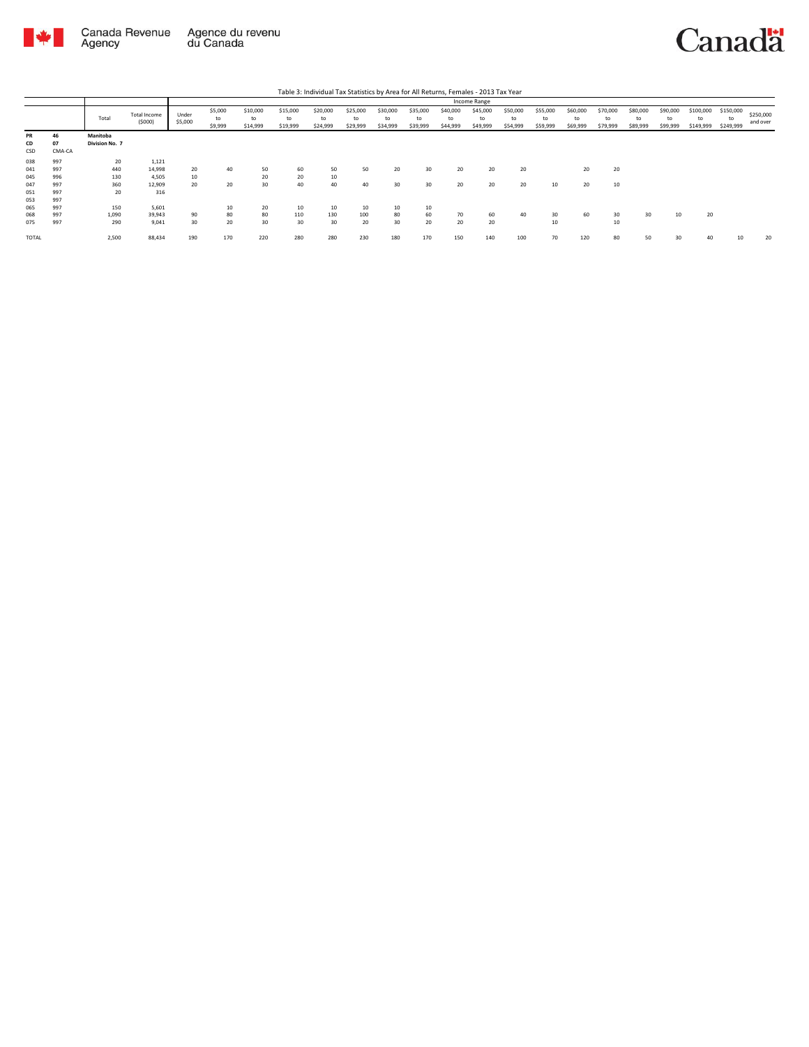Table 3: Individual Tax Statistics by Area for All Returns, Females - 2013 Tax Year

| | | Total | Total Income ($000) | Income Range | | | | | | | | | | | | | | | | | | |
|---|---|---|---|---|---|---|---|---|---|---|---|---|---|---|---|---|---|---|---|---|---|---|
| | | | | Under $5,000 | $5,000 to $9,999 | $10,000 to $14,999 | $15,000 to $19,999 | $20,000 to $24,999 | $25,000 to $29,999 | $30,000 to $34,999 | $35,000 to $39,999 | $40,000 to $44,999 | $45,000 to $49,999 | $50,000 to $54,999 | $55,000 to $59,999 | $60,000 to $69,999 | $70,000 to $79,999 | $80,000 to $89,999 | $90,000 to $99,999 | $100,000 to $149,999 | $150,000 to $249,999 | $250,000 and over |
| PR | 46 | Manitoba | | | | | | | | | | | | | | | | | | | | |
| CD | 07 | Division No. 7 | | | | | | | | | | | | | | | | | | | | |
| CSD | CMA-CA | | | | | | | | | | | | | | | | | | | | | |
| 038 | 997 | 20 | 1,121 | | | | | | | | | | | | | | | | | | | |
| 041 | 997 | 440 | 14,998 | 20 | 40 | 50 | 60 | 50 | 50 | 20 | 30 | 20 | 20 | 20 | | 20 | 20 | | | | | |
| 045 | 996 | 130 | 4,505 | 10 | | 20 | 20 | 10 | | | | | | | | | | | | | | |
| 047 | 997 | 360 | 12,909 | 20 | 20 | 30 | 40 | 40 | 40 | 30 | 30 | 20 | 20 | 20 | 10 | 20 | 10 | | | | | |
| 051 | 997 | 20 | 316 | | | | | | | | | | | | | | | | | | | |
| 053 | 997 | | | | | | | | | | | | | | | | | | | | | |
| 065 | 997 | 150 | 5,601 | | 10 | 20 | 10 | 10 | 10 | 10 | 10 | | | | | | | | | | | |
| 068 | 997 | 1,090 | 39,943 | 90 | 80 | 80 | 110 | 130 | 100 | 80 | 60 | 70 | 60 | 40 | 30 | 60 | 30 | 30 | 10 | 20 | | |
| 075 | 997 | 290 | 9,041 | 30 | 20 | 30 | 30 | 30 | 20 | 30 | 20 | 20 | 20 | | 10 | | 10 | | | | | |
| TOTAL | | 2,500 | 88,434 | 190 | 170 | 220 | 280 | 280 | 230 | 180 | 170 | 150 | 140 | 100 | 70 | 120 | 80 | 50 | 30 | 40 | 10 | 20 |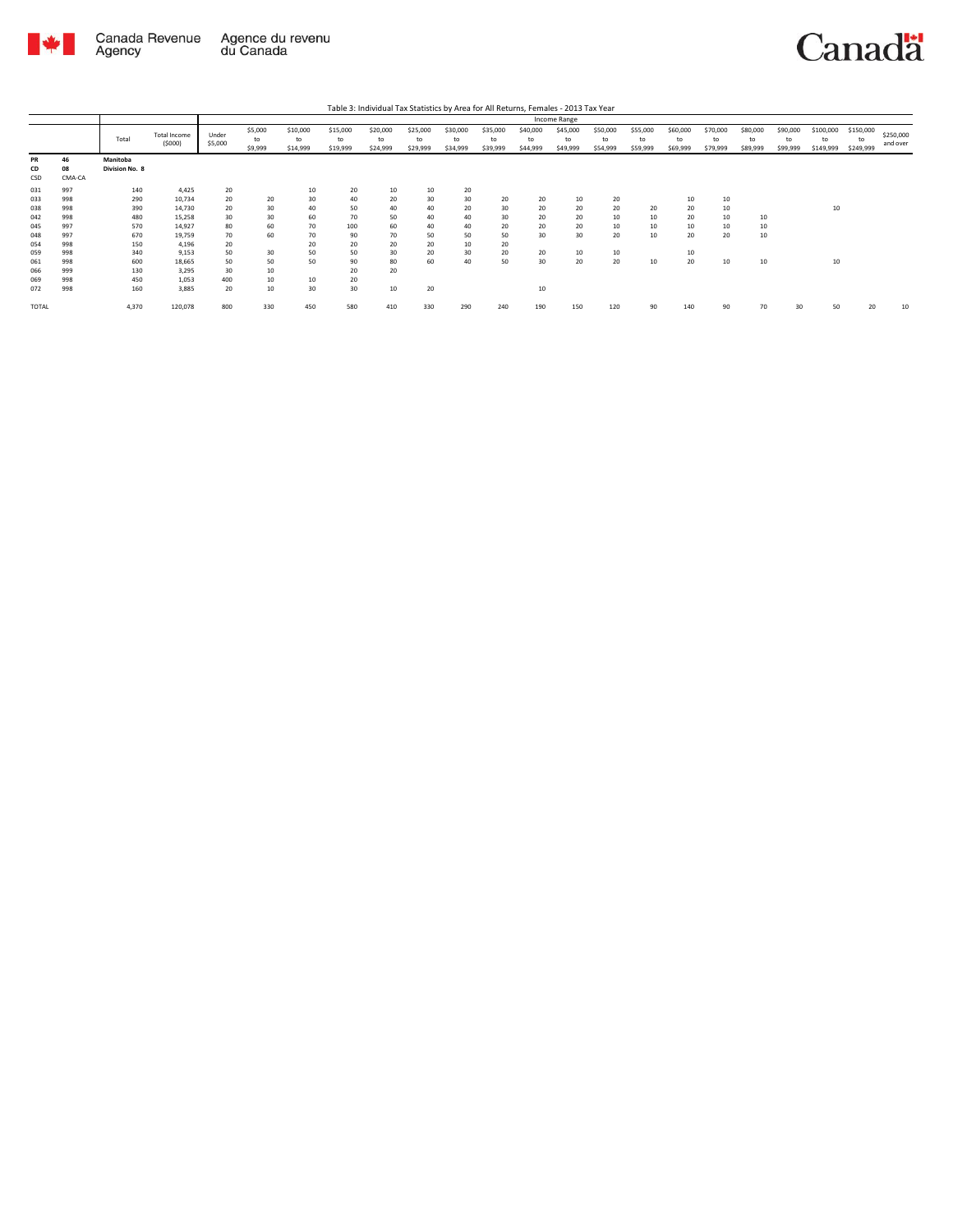Table 3: Individual Tax Statistics by Area for All Returns, Females - 2013 Tax Year

| | | Total | Total Income ($000) | Income Range | | | | | | | | | | | | | | | | | | |
|---|---|---|---|---|---|---|---|---|---|---|---|---|---|---|---|---|---|---|---|---|---|---|
| | | | | Under $5,000 | $5,000 to $9,999 | $10,000 to $14,999 | $15,000 to $19,999 | $20,000 to $24,999 | $25,000 to $29,999 | $30,000 to $34,999 | $35,000 to $39,999 | $40,000 to $44,999 | $45,000 to $49,999 | $50,000 to $54,999 | $55,000 to $59,999 | $60,000 to $69,999 | $70,000 to $79,999 | $80,000 to $89,999 | $90,000 to $99,999 | $100,000 to $149,999 | $150,000 to $249,999 | $250,000 and over |
| **PR** | **46** | **Manitoba** | | | | | | | | | | | | | | | | | | | | |
| **CD** | **08** | **Division No. 8** | | | | | | | | | | | | | | | | | | | | |
| CSD | CMA-CA | | | | | | | | | | | | | | | | | | | | | |
| 031 | 997 | 140 | 4,425 | 20 | | 10 | 20 | 10 | 10 | 20 | | | | | | | | | | | | |
| 033 | 998 | 290 | 10,734 | 20 | 20 | 30 | 40 | 20 | 30 | 30 | 20 | 20 | 10 | 20 | | 10 | 10 | | | | | |
| 038 | 998 | 390 | 14,730 | 20 | 30 | 40 | 50 | 40 | 40 | 20 | 30 | 20 | 20 | 20 | 20 | 20 | 10 | | | 10 | | |
| 042 | 998 | 480 | 15,258 | 30 | 30 | 60 | 70 | 50 | 40 | 40 | 30 | 20 | 20 | 10 | 10 | 20 | 10 | 10 | | | | |
| 045 | 997 | 570 | 14,927 | 80 | 60 | 70 | 100 | 60 | 40 | 40 | 20 | 20 | 20 | 10 | 10 | 10 | 10 | 10 | | | | |
| 048 | 997 | 670 | 19,759 | 70 | 60 | 70 | 90 | 70 | 50 | 50 | 50 | 30 | 30 | 20 | 10 | 20 | 20 | 10 | | | | |
| 054 | 998 | 150 | 4,196 | 20 | | 20 | 20 | 20 | 20 | 10 | 20 | | | | | | | | | | | |
| 059 | 998 | 340 | 9,153 | 50 | 30 | 50 | 50 | 30 | 20 | 30 | 20 | 20 | 10 | 10 | | 10 | | | | | | |
| 061 | 998 | 600 | 18,665 | 50 | 50 | 50 | 90 | 80 | 60 | 40 | 50 | 30 | 20 | 20 | 10 | 20 | 10 | 10 | | 10 | | |
| 066 | 999 | 130 | 3,295 | 30 | 10 | | 20 | 20 | | | | | | | | | | | | | | |
| 069 | 998 | 450 | 1,053 | 400 | 10 | 10 | 20 | | | | | | | | | | | | | | | |
| 072 | 998 | 160 | 3,885 | 20 | 10 | 30 | 30 | 10 | 20 | | | 10 | | | | | | | | | | |
| TOTAL | | 4,370 | 120,078 | 800 | 330 | 450 | 580 | 410 | 330 | 290 | 240 | 190 | 150 | 120 | 90 | 140 | 90 | 70 | 30 | 50 | 20 | 10 |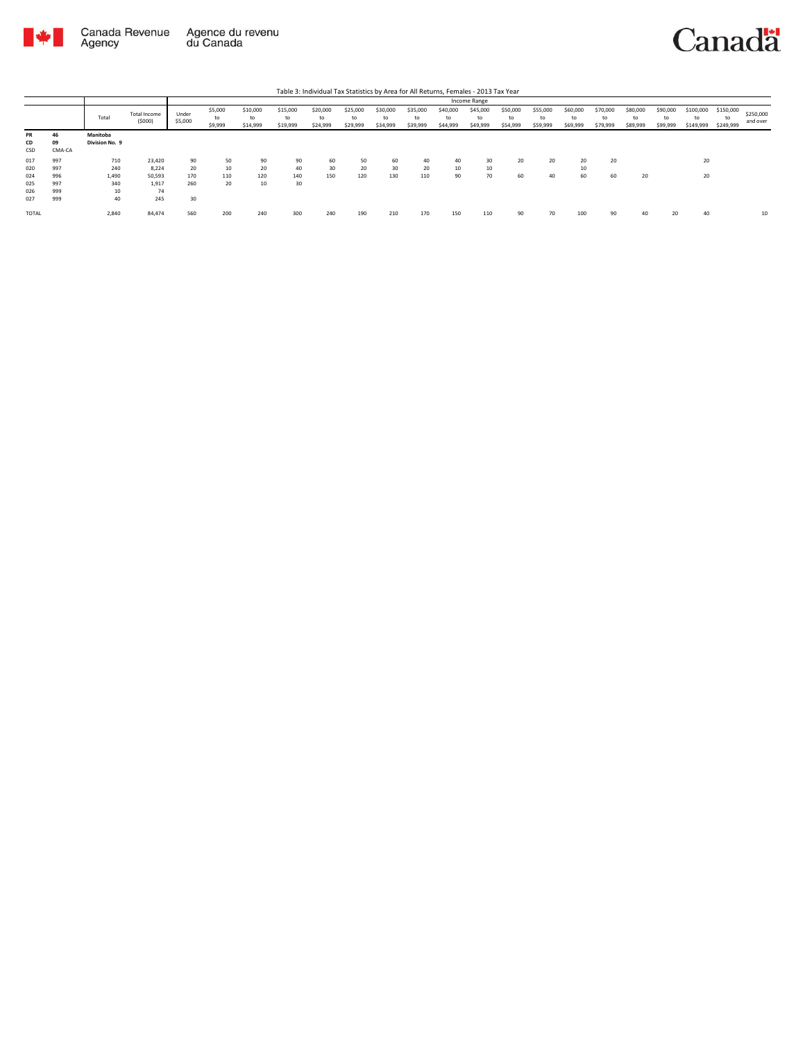Table 3: Individual Tax Statistics by Area for All Returns, Females - 2013 Tax Year

| | | Total | Total Income ($000) | Income Range | | | | | | | | | | | | | | | | | | |
|---|---|---|---|---|---|---|---|---|---|---|---|---|---|---|---|---|---|---|---|---|---|---|
| | | | | Under $5,000 | $5,000 to $9,999 | $10,000 to $14,999 | $15,000 to $19,999 | $20,000 to $24,999 | $25,000 to $29,999 | $30,000 to $34,999 | $35,000 to $39,999 | $40,000 to $44,999 | $45,000 to $49,999 | $50,000 to $54,999 | $55,000 to $59,999 | $60,000 to $69,999 | $70,000 to $79,999 | $80,000 to $89,999 | $90,000 to $99,999 | $100,000 to $149,999 | $150,000 to $249,999 | $250,000 and over |
| **PR** | **46** | **Manitoba** | | | | | | | | | | | | | | | | | | | | |
| **CD** | **09** | **Division No. 9** | | | | | | | | | | | | | | | | | | | | |
| CSD | CMA-CA | | | | | | | | | | | | | | | | | | | | | |
| 017 | 997 | 710 | 23,420 | 90 | 50 | 90 | 90 | 60 | 50 | 60 | 40 | 40 | 30 | 20 | 20 | 20 | 20 | | | 20 | | |
| 020 | 997 | 240 | 8,224 | 20 | 10 | 20 | 40 | 30 | 20 | 30 | 20 | 10 | 10 | | | 10 | | | | | | |
| 024 | 996 | 1,490 | 50,593 | 170 | 110 | 120 | 140 | 150 | 120 | 130 | 110 | 90 | 70 | 60 | 40 | 60 | 60 | 20 | | 20 | | |
| 025 | 997 | 340 | 1,917 | 260 | 20 | 10 | 30 | | | | | | | | | | | | | | | |
| 026 | 999 | 10 | 74 | | | | | | | | | | | | | | | | | | | |
| 027 | 999 | 40 | 245 | 30 | | | | | | | | | | | | | | | | | | |
| TOTAL | | 2,840 | 84,474 | 560 | 200 | 240 | 300 | 240 | 190 | 210 | 170 | 150 | 110 | 90 | 70 | 100 | 90 | 40 | 20 | 40 | | 10 |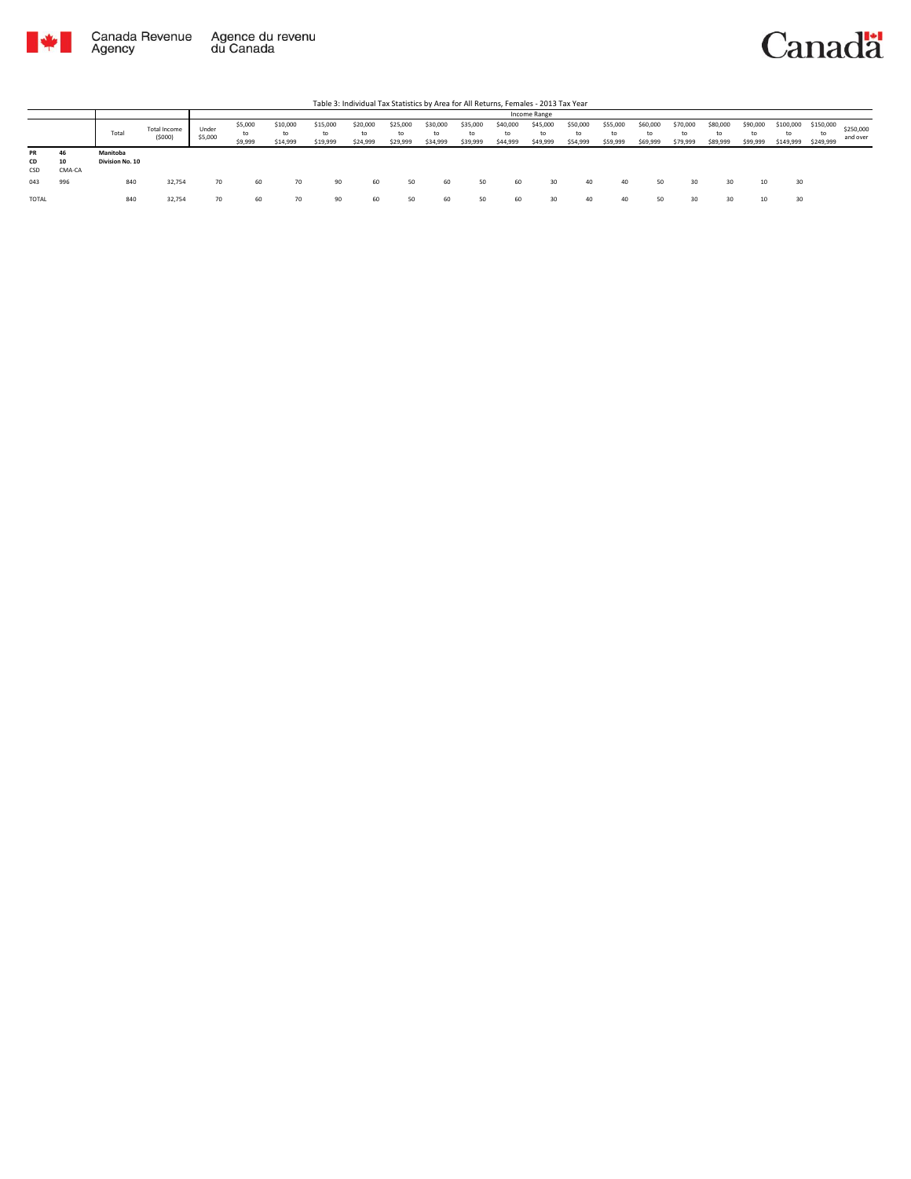Table 3: Individual Tax Statistics by Area for All Returns, Females - 2013 Tax Year

| | | Total | Total Income ($000) | Income Range | | | | | | | | | | | | | | | | | | | |
|---|---|---|---|---|---|---|---|---|---|---|---|---|---|---|---|---|---|---|---|---|---|---|---|
| | | | | Under $5,000 | $5,000 to $9,999 | $10,000 to $14,999 | $15,000 to $19,999 | $20,000 to $24,999 | $25,000 to $29,999 | $30,000 to $34,999 | $35,000 to $39,999 | $40,000 to $44,999 | $45,000 to $49,999 | $50,000 to $54,999 | $55,000 to $59,999 | $60,000 to $69,999 | $70,000 to $79,999 | $80,000 to $89,999 | $90,000 to $99,999 | $100,000 to $149,999 | $150,000 to $249,999 | $250,000 and over |
| PR | 46 | **Manitoba** | | | | | | | | | | | | | | | | | | | | |
| CD | 10 | **Division No. 10** | | | | | | | | | | | | | | | | | | | | |
| CSD | CMA-CA | | | | | | | | | | | | | | | | | | | | | |
| 043 | 996 | 840 | 32,754 | 70 | 60 | 70 | 90 | 60 | 50 | 60 | 50 | 60 | 30 | 40 | 40 | 50 | 30 | 30 | 10 | 30 | | |
| TOTAL | | 840 | 32,754 | 70 | 60 | 70 | 90 | 60 | 50 | 60 | 50 | 60 | 30 | 40 | 40 | 50 | 30 | 30 | 10 | 30 | | |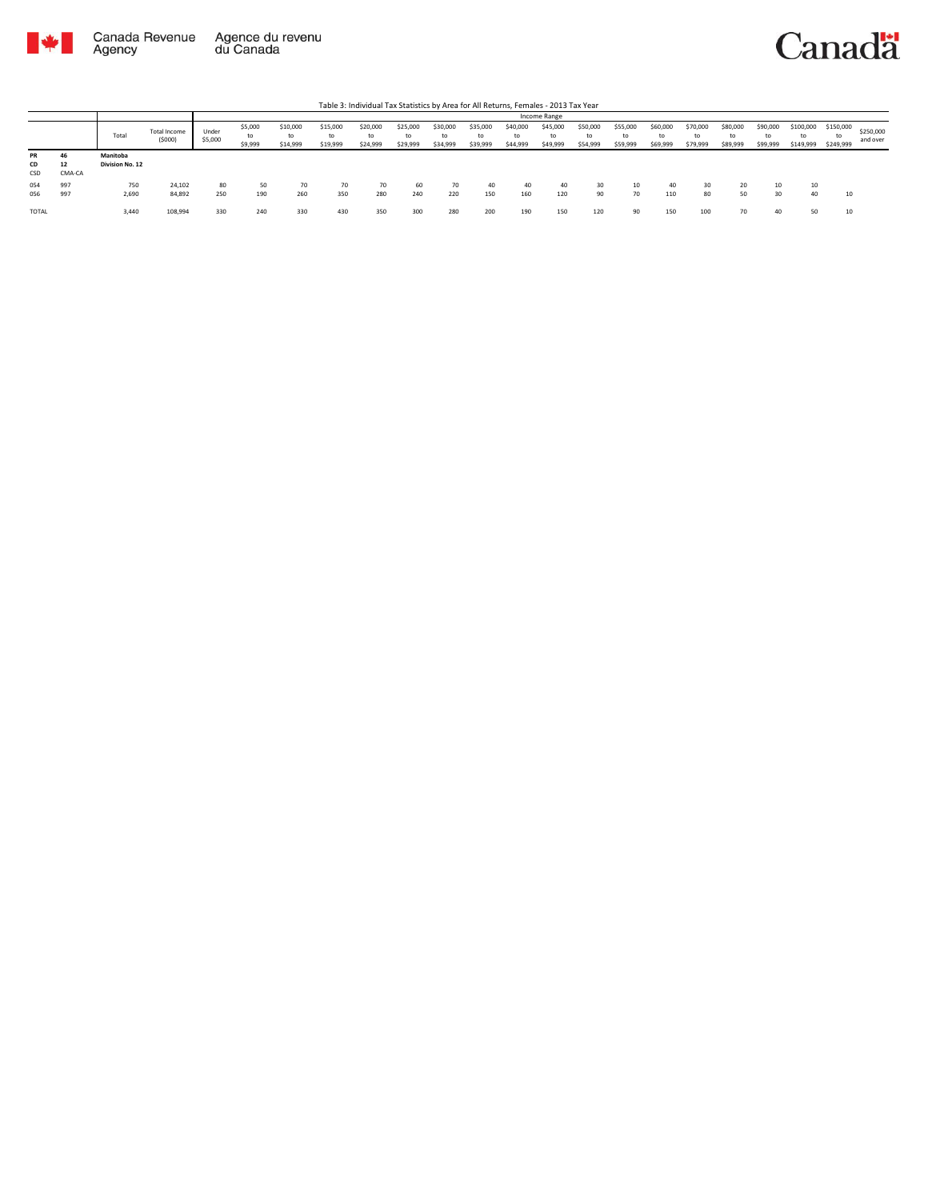Table 3: Individual Tax Statistics by Area for All Returns, Females - 2013 Tax Year

| | | Total | Total Income ($000) | Income Range | | | | | | | | | | | | | | | | | | |
|---|---|---|---|---|---|---|---|---|---|---|---|---|---|---|---|---|---|---|---|---|---|---|
| | | | | Under $5,000 | $5,000 to $9,999 | $10,000 to $14,999 | $15,000 to $19,999 | $20,000 to $24,999 | $25,000 to $29,999 | $30,000 to $34,999 | $35,000 to $39,999 | $40,000 to $44,999 | $45,000 to $49,999 | $50,000 to $54,999 | $55,000 to $59,999 | $60,000 to $69,999 | $70,000 to $79,999 | $80,000 to $89,999 | $90,000 to $99,999 | $100,000 to $149,999 | $150,000 to $249,999 | $250,000 and over |
| **PR** | **46** | **Manitoba** | | | | | | | | | | | | | | | | | | | | |
| **CD** | **12** | **Division No. 12** | | | | | | | | | | | | | | | | | | | | |
| CSD | CMA-CA | | | | | | | | | | | | | | | | | | | | | |
| 054 | 997 | 750 | 24,102 | 80 | 50 | 70 | 70 | 70 | 60 | 70 | 40 | 40 | 40 | 30 | 10 | 40 | 30 | 20 | 10 | 10 | | |
| 056 | 997 | 2,690 | 84,892 | 250 | 190 | 260 | 350 | 280 | 240 | 220 | 150 | 160 | 120 | 90 | 70 | 110 | 80 | 50 | 30 | 40 | 10 | |
| TOTAL | | 3,440 | 108,994 | 330 | 240 | 330 | 430 | 350 | 300 | 280 | 200 | 190 | 150 | 120 | 90 | 150 | 100 | 70 | 40 | 50 | 10 | |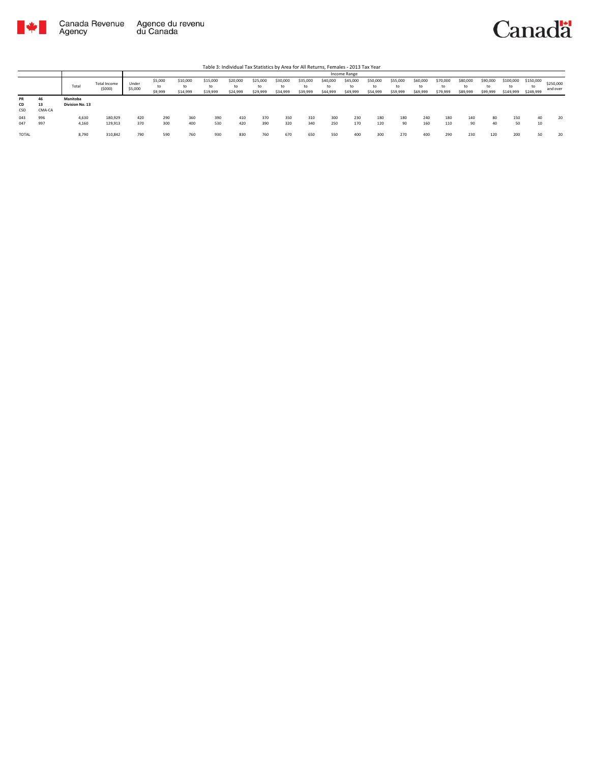Table 3: Individual Tax Statistics by Area for All Returns, Females - 2013 Tax Year

| | | Total | Total Income ($000) | Income Range | | | | | | | | | | | | | | | | | | |
|---|---|---|---|---|---|---|---|---|---|---|---|---|---|---|---|---|---|---|---|---|---|---|
| | | | | Under $5,000 | $5,000 to $9,999 | $10,000 to $14,999 | $15,000 to $19,999 | $20,000 to $24,999 | $25,000 to $29,999 | $30,000 to $34,999 | $35,000 to $39,999 | $40,000 to $44,999 | $45,000 to $49,999 | $50,000 to $54,999 | $55,000 to $59,999 | $60,000 to $69,999 | $70,000 to $79,999 | $80,000 to $89,999 | $90,000 to $99,999 | $100,000 to $149,999 | $150,000 to $249,999 | $250,000 and over |
| **PR** | **46** | **Manitoba** | | | | | | | | | | | | | | | | | | | | |
| **CD** | **13** | **Division No. 13** | | | | | | | | | | | | | | | | | | | | |
| CSD | CMA-CA | | | | | | | | | | | | | | | | | | | | | |
| 043 | 996 | 4,630 | 180,929 | 420 | 290 | 360 | 390 | 410 | 370 | 350 | 310 | 300 | 230 | 180 | 180 | 240 | 180 | 140 | 80 | 150 | 40 | 20 |
| 047 | 997 | 4,160 | 129,913 | 370 | 300 | 400 | 530 | 420 | 390 | 320 | 340 | 250 | 170 | 120 | 90 | 160 | 110 | 90 | 40 | 50 | 10 | |
| TOTAL | | 8,790 | 310,842 | 790 | 590 | 760 | 930 | 830 | 760 | 670 | 650 | 550 | 400 | 300 | 270 | 400 | 290 | 230 | 120 | 200 | 50 | 20 |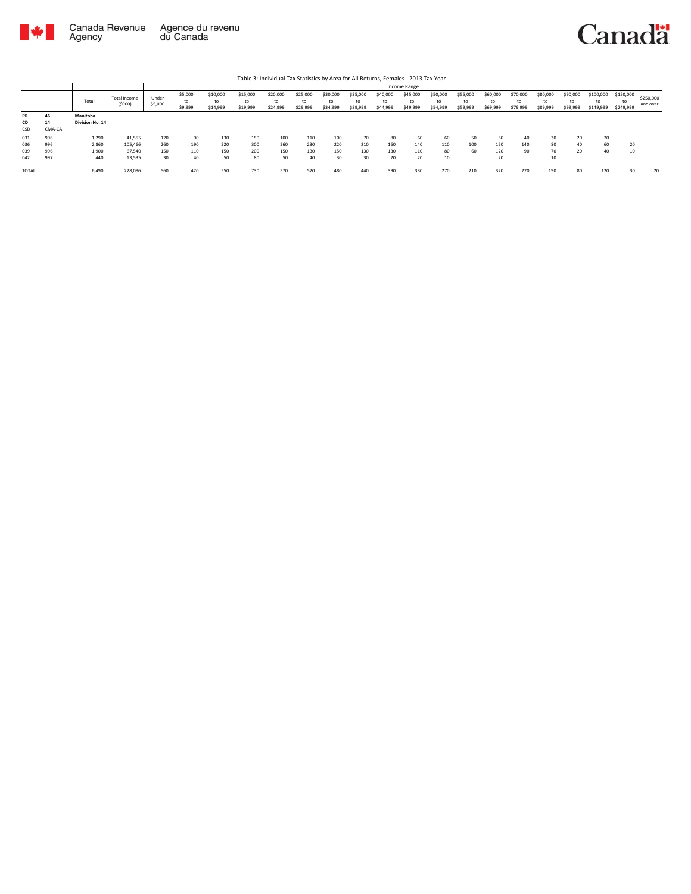Table 3: Individual Tax Statistics by Area for All Returns, Females - 2013 Tax Year

| | | Total | Total Income ($000) | Income Range | | | | | | | | | | | | | | | | | | |
|---|---|---|---|---|---|---|---|---|---|---|---|---|---|---|---|---|---|---|---|---|---|---|
| | | | | Under $5,000 | $5,000 to $9,999 | $10,000 to $14,999 | $15,000 to $19,999 | $20,000 to $24,999 | $25,000 to $29,999 | $30,000 to $34,999 | $35,000 to $39,999 | $40,000 to $44,999 | $45,000 to $49,999 | $50,000 to $54,999 | $55,000 to $59,999 | $60,000 to $69,999 | $70,000 to $79,999 | $80,000 to $89,999 | $90,000 to $99,999 | $100,000 to $149,999 | $150,000 to $249,999 | $250,000 and over |
| **PR** | **46** | **Manitoba** | | | | | | | | | | | | | | | | | | | | |
| **CD** | **14** | **Division No. 14** | | | | | | | | | | | | | | | | | | | | |
| CSD | CMA-CA | | | | | | | | | | | | | | | | | | | | | |
| 031 | 996 | 1,290 | 41,555 | 120 | 90 | 130 | 150 | 100 | 110 | 100 | 70 | 80 | 60 | 60 | 50 | 50 | 40 | 30 | 20 | 20 | | |
| 036 | 996 | 2,860 | 105,466 | 260 | 190 | 220 | 300 | 260 | 230 | 220 | 210 | 160 | 140 | 110 | 100 | 150 | 140 | 80 | 40 | 60 | 20 | |
| 039 | 996 | 1,900 | 67,540 | 150 | 110 | 150 | 200 | 150 | 130 | 150 | 130 | 130 | 110 | 80 | 60 | 120 | 90 | 70 | 20 | 40 | 10 | |
| 042 | 997 | 440 | 13,535 | 30 | 40 | 50 | 80 | 50 | 40 | 30 | 30 | 20 | 20 | 10 | | 20 | | 10 | | | | |
| TOTAL | | 6,490 | 228,096 | 560 | 420 | 550 | 730 | 570 | 520 | 480 | 440 | 390 | 330 | 270 | 210 | 320 | 270 | 190 | 80 | 120 | 30 | 20 |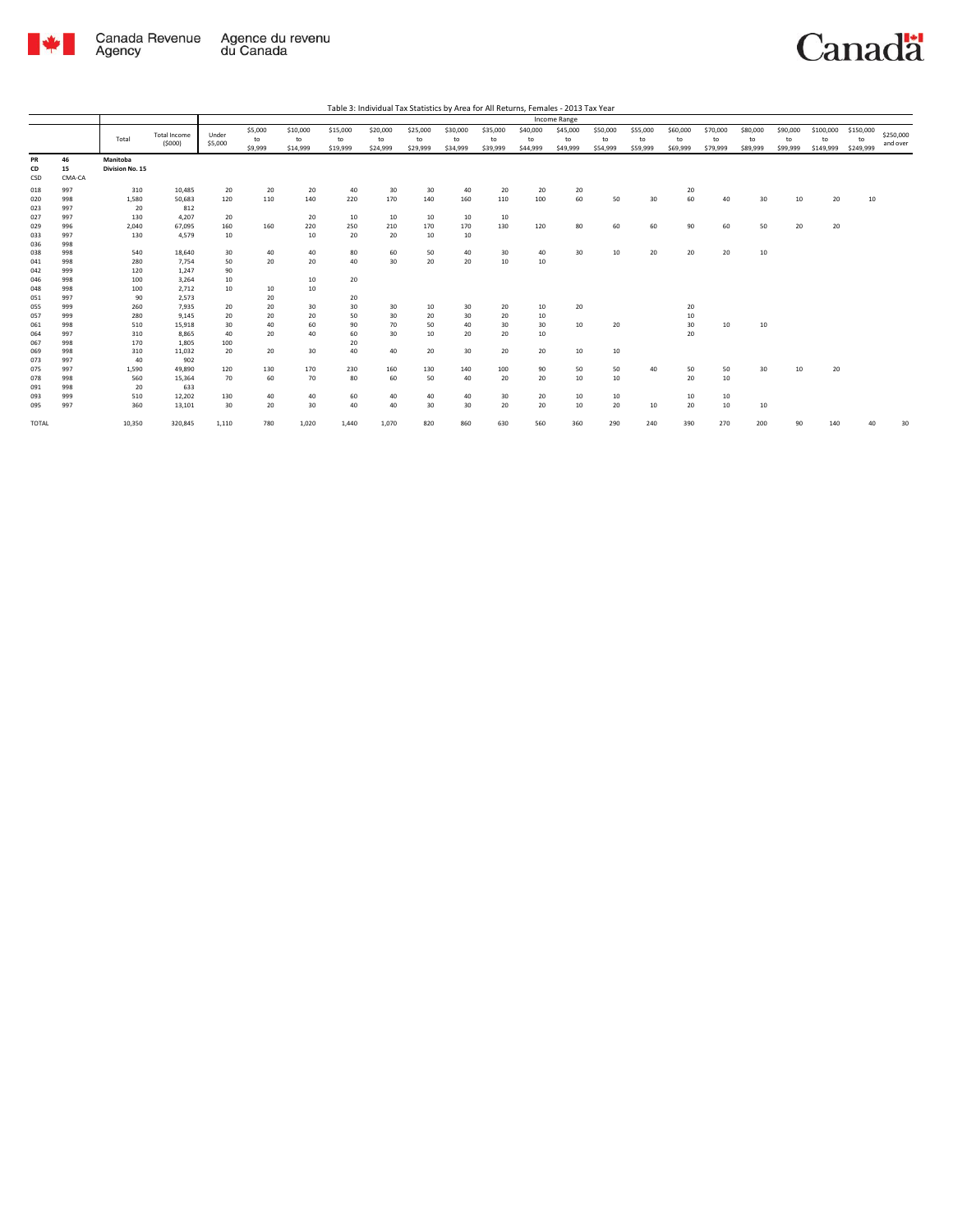Table 3: Individual Tax Statistics by Area for All Returns, Females - 2013 Tax Year

| | | Total | Total Income ($000) | Income Range | | | | | | | | | | | | | | | | | | |
|---|---|---|---|---|---|---|---|---|---|---|---|---|---|---|---|---|---|---|---|---|---|---|
| | | | | Under $5,000 | $5,000 to $9,999 | $10,000 to $14,999 | $15,000 to $19,999 | $20,000 to $24,999 | $25,000 to $29,999 | $30,000 to $34,999 | $35,000 to $39,999 | $40,000 to $44,999 | $45,000 to $49,999 | $50,000 to $54,999 | $55,000 to $59,999 | $60,000 to $69,999 | $70,000 to $79,999 | $80,000 to $89,999 | $90,000 to $99,999 | $100,000 to $149,999 | $150,000 to $249,999 | $250,000 and over |
| **PR** | **46** | **Manitoba** | | | | | | | | | | | | | | | | | | | | |
| **CD** | **15** | **Division No. 15** | | | | | | | | | | | | | | | | | | | | |
| **CSD** | **CMA-CA** | | | | | | | | | | | | | | | | | | | | | |
| 018 | 997 | 310 | 10,485 | 20 | 20 | 20 | 40 | 30 | 30 | 40 | 20 | 20 | 20 | | | 20 | | | | | | |
| 020 | 998 | 1,580 | 50,683 | 120 | 110 | 140 | 220 | 170 | 140 | 160 | 110 | 100 | 60 | 50 | 30 | 60 | 40 | 30 | 10 | 20 | 10 | |
| 023 | 997 | 20 | 812 | | | | | | | | | | | | | | | | | | | |
| 027 | 997 | 130 | 4,207 | 20 | | 20 | 10 | 10 | 10 | 10 | 10 | | | | | | | | | | | |
| 029 | 996 | 2,040 | 67,095 | 160 | 160 | 220 | 250 | 210 | 170 | 170 | 130 | 120 | 80 | 60 | 60 | 90 | 60 | 50 | 20 | 20 | | |
| 033 | 997 | 130 | 4,579 | 10 | | 10 | 20 | 20 | 10 | 10 | | | | | | | | | | | | |
| 036 | 998 | | | | | | | | | | | | | | | | | | | | | |
| 038 | 998 | 540 | 18,640 | 30 | 40 | 40 | 80 | 60 | 50 | 40 | 30 | 40 | 30 | 10 | 20 | 20 | 20 | 10 | | | | |
| 041 | 998 | 280 | 7,754 | 50 | 20 | 20 | 40 | 30 | 20 | 20 | 10 | 10 | | | | | | | | | | |
| 042 | 999 | 120 | 1,247 | 90 | | | | | | | | | | | | | | | | | | |
| 046 | 998 | 100 | 3,264 | 10 | | 10 | 20 | | | | | | | | | | | | | | | |
| 048 | 998 | 100 | 2,712 | 10 | 10 | 10 | | | | | | | | | | | | | | | | |
| 051 | 997 | 90 | 2,573 | | 20 | | 20 | | | | | | | | | | | | | | | |
| 055 | 999 | 260 | 7,935 | 20 | 20 | 30 | 30 | 30 | 10 | 30 | 20 | 10 | 20 | | | 20 | | | | | | |
| 057 | 999 | 280 | 9,145 | 20 | 20 | 20 | 50 | 30 | 20 | 30 | 20 | 10 | | | | 10 | | | | | | |
| 061 | 998 | 510 | 15,918 | 30 | 40 | 60 | 90 | 70 | 50 | 40 | 30 | 30 | 10 | 20 | | 30 | 10 | 10 | | | | |
| 064 | 997 | 310 | 8,865 | 40 | 20 | 40 | 60 | 30 | 10 | 20 | 20 | 10 | | | | 20 | | | | | | |
| 067 | 998 | 170 | 1,805 | 100 | | | 20 | | | | | | | | | | | | | | | |
| 069 | 998 | 310 | 11,032 | 20 | 20 | 30 | 40 | 40 | 20 | 30 | 20 | 20 | 10 | 10 | | | | | | | | |
| 073 | 997 | 40 | 902 | | | | | | | | | | | | | | | | | | | |
| 075 | 997 | 1,590 | 49,890 | 120 | 130 | 170 | 230 | 160 | 130 | 140 | 100 | 90 | 50 | 50 | 40 | 50 | 50 | 30 | 10 | 20 | | |
| 078 | 998 | 560 | 15,364 | 70 | 60 | 70 | 80 | 60 | 50 | 40 | 20 | 20 | 10 | 10 | | 20 | 10 | | | | | |
| 091 | 998 | 20 | 633 | | | | | | | | | | | | | | | | | | | |
| 093 | 999 | 510 | 12,202 | 130 | 40 | 40 | 60 | 40 | 40 | 40 | 30 | 20 | 10 | 10 | | 10 | 10 | | | | | |
| 095 | 997 | 360 | 13,101 | 30 | 20 | 30 | 40 | 40 | 30 | 30 | 20 | 20 | 10 | 20 | 10 | 20 | 10 | 10 | | | | |
| TOTAL | | 10,350 | 320,845 | 1,110 | 780 | 1,020 | 1,440 | 1,070 | 820 | 860 | 630 | 560 | 360 | 290 | 240 | 390 | 270 | 200 | 90 | 140 | 40 | 30 |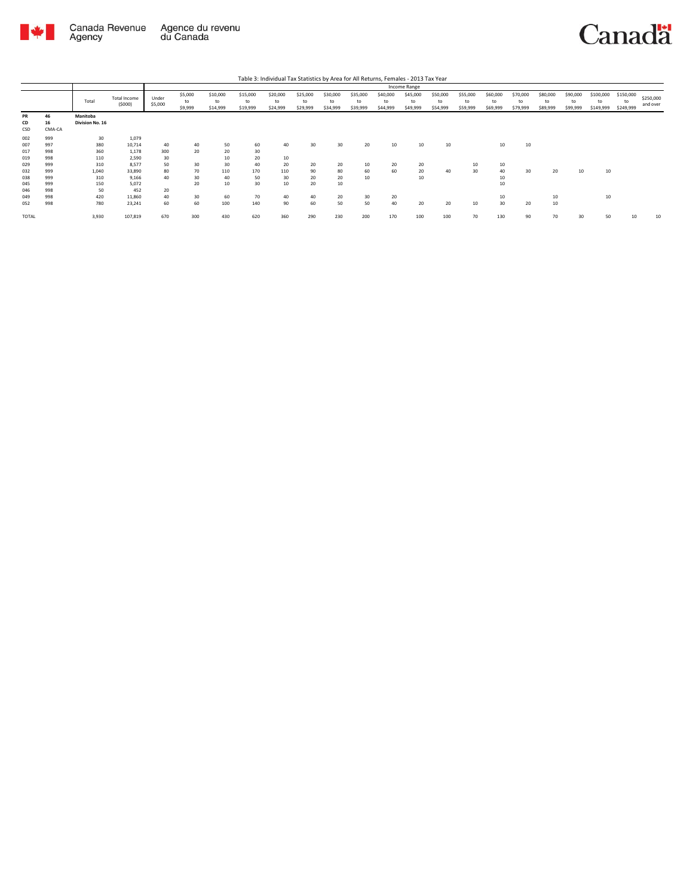Table 3: Individual Tax Statistics by Area for All Returns, Females - 2013 Tax Year

| | | Total | Total Income ($000) | Income Range | | | | | | | | | | | | | | | | | | |
|---|---|---|---|---|---|---|---|---|---|---|---|---|---|---|---|---|---|---|---|---|---|---|
| | | | | Under $5,000 | $5,000 to $9,999 | $10,000 to $14,999 | $15,000 to $19,999 | $20,000 to $24,999 | $25,000 to $29,999 | $30,000 to $34,999 | $35,000 to $39,999 | $40,000 to $44,999 | $45,000 to $49,999 | $50,000 to $54,999 | $55,000 to $59,999 | $60,000 to $69,999 | $70,000 to $79,999 | $80,000 to $89,999 | $90,000 to $99,999 | $100,000 to $149,999 | $150,000 to $249,999 | $250,000 and over |
| **PR** | **46** | **Manitoba** | | | | | | | | | | | | | | | | | | | | |
| **CD** | **16** | **Division No. 16** | | | | | | | | | | | | | | | | | | | | |
| **CSD** | **CMA-CA** | | | | | | | | | | | | | | | | | | | | | |
| 002 | 999 | 30 | 1,079 | | | | | | | | | | | | | | | | | | | |
| 007 | 997 | 380 | 10,714 | 40 | 40 | 50 | 60 | 40 | 30 | 30 | 20 | 10 | 10 | 10 | | 10 | 10 | | | | | |
| 017 | 998 | 360 | 1,178 | 300 | 20 | 20 | 30 | | | | | | | | | | | | | | | |
| 019 | 998 | 110 | 2,590 | 30 | | 10 | 20 | 10 | | | | | | | | | | | | | | |
| 029 | 999 | 310 | 8,577 | 50 | 30 | 30 | 40 | 20 | 20 | 20 | 10 | 20 | 20 | | 10 | 10 | | | | | | |
| 032 | 999 | 1,040 | 33,890 | 80 | 70 | 110 | 170 | 110 | 90 | 80 | 60 | 60 | 20 | 40 | 30 | 40 | 30 | 20 | 10 | 10 | | |
| 038 | 999 | 310 | 9,166 | 40 | 30 | 40 | 50 | 30 | 20 | 20 | 10 | | 10 | | | 10 | | | | | | |
| 045 | 999 | 150 | 5,072 | | 20 | 10 | 30 | 10 | 20 | 10 | | | | | | 10 | | | | | | |
| 046 | 998 | 50 | 452 | 20 | | | | | | | | | | | | | | | | | | |
| 049 | 998 | 420 | 11,860 | 40 | 30 | 60 | 70 | 40 | 40 | 20 | 30 | 20 | | | | 10 | | 10 | | 10 | | |
| 052 | 998 | 780 | 23,241 | 60 | 60 | 100 | 140 | 90 | 60 | 50 | 50 | 40 | 20 | 20 | 10 | 30 | 20 | 10 | | | | |
| TOTAL | | 3,930 | 107,819 | 670 | 300 | 430 | 620 | 360 | 290 | 230 | 200 | 170 | 100 | 100 | 70 | 130 | 90 | 70 | 30 | 50 | 10 | 10 |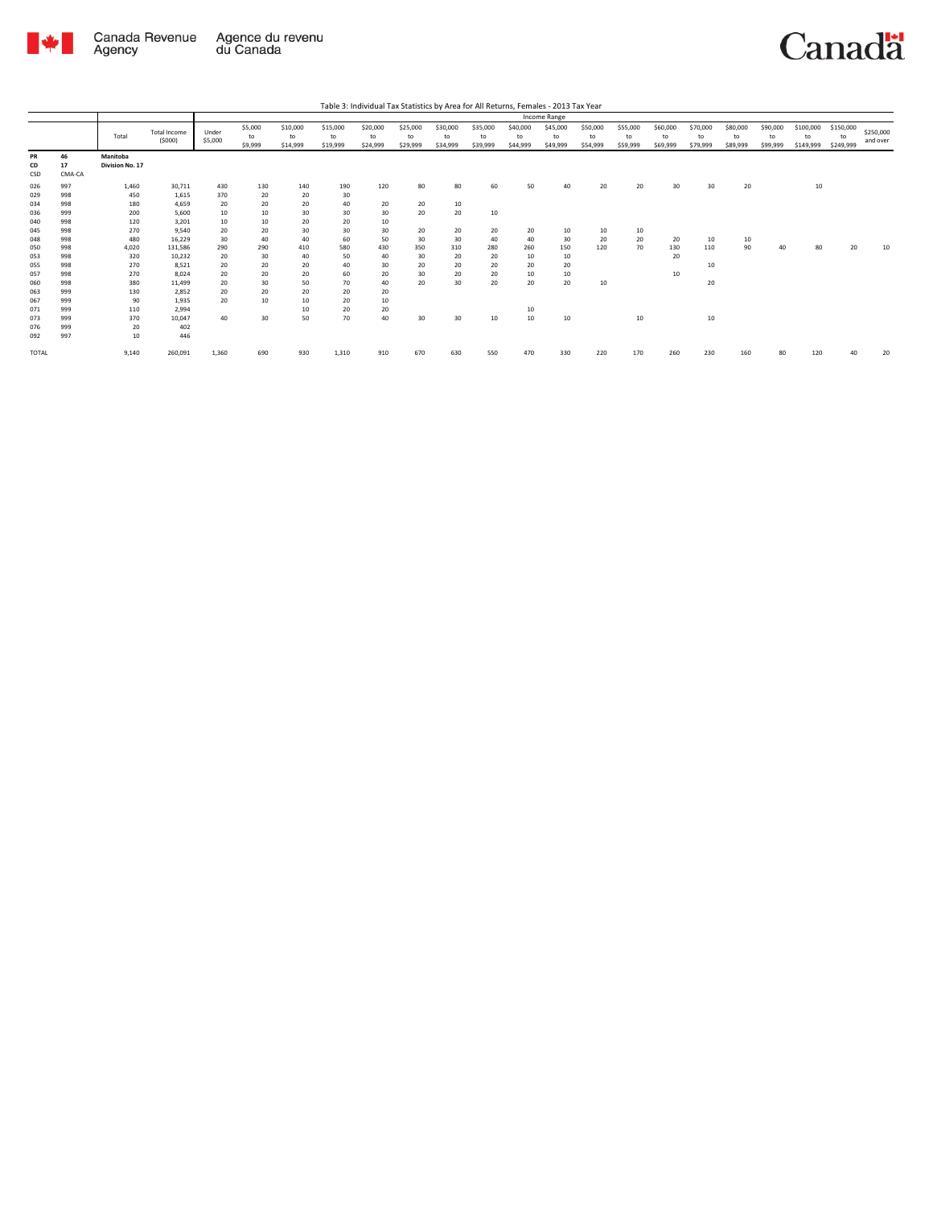Table 3: Individual Tax Statistics by Area for All Returns, Females - 2013 Tax Year

| | | | | Income Range | | | | | | | | | | | | | | | | | | |
|---|---|---|---|---|---|---|---|---|---|---|---|---|---|---|---|---|---|---|---|---|---|---|
| | | Total | Total Income ($000) | Under $5,000 | $5,000 to $9,999 | $10,000 to $14,999 | $15,000 to $19,999 | $20,000 to $24,999 | $25,000 to $29,999 | $30,000 to $34,999 | $35,000 to $39,999 | $40,000 to $44,999 | $45,000 to $49,999 | $50,000 to $54,999 | $55,000 to $59,999 | $60,000 to $69,999 | $70,000 to $79,999 | $80,000 to $89,999 | $90,000 to $99,999 | $100,000 to $149,999 | $150,000 to $249,999 | $250,000 and over |
| **PR** | **46** | **Manitoba** | | | | | | | | | | | | | | | | | | | | |
| **CD** | **17** | **Division No. 17** | | | | | | | | | | | | | | | | | | | | |
| CSD | CMA-CA | | | | | | | | | | | | | | | | | | | | | |
| 026 | 997 | 1,460 | 30,711 | 430 | 130 | 140 | 190 | 120 | 80 | 80 | 60 | 50 | 40 | 20 | 20 | 30 | 30 | 20 | | 10 | | |
| 029 | 998 | 450 | 1,615 | 370 | 20 | 20 | 30 | | | | | | | | | | | | | | | |
| 034 | 998 | 180 | 4,659 | 20 | 20 | 20 | 40 | 20 | 20 | 10 | | | | | | | | | | | | |
| 036 | 999 | 200 | 5,600 | 10 | 10 | 30 | 30 | 30 | 20 | 20 | 10 | | | | | | | | | | | |
| 040 | 998 | 120 | 3,201 | 10 | 10 | 20 | 20 | 10 | | | | | | | | | | | | | | |
| 045 | 998 | 270 | 9,540 | 20 | 20 | 30 | 30 | 30 | 20 | 20 | 20 | 20 | 10 | 10 | 10 | | | | | | | |
| 048 | 998 | 480 | 16,229 | 30 | 40 | 40 | 60 | 50 | 30 | 30 | 40 | 40 | 30 | 20 | 20 | 20 | 10 | 10 | | | | |
| 050 | 998 | 4,020 | 131,586 | 290 | 290 | 410 | 580 | 430 | 350 | 310 | 280 | 260 | 150 | 120 | 70 | 130 | 110 | 90 | 40 | 80 | 20 | 10 |
| 053 | 998 | 320 | 10,232 | 20 | 30 | 40 | 50 | 40 | 30 | 20 | 20 | 10 | 10 | | | 20 | | | | | | |
| 055 | 998 | 270 | 8,521 | 20 | 20 | 20 | 40 | 30 | 20 | 20 | 20 | 20 | 20 | | | | 10 | | | | | |
| 057 | 998 | 270 | 8,024 | 20 | 20 | 20 | 60 | 20 | 30 | 20 | 20 | 10 | 10 | | | 10 | | | | | | |
| 060 | 998 | 380 | 11,499 | 20 | 30 | 50 | 70 | 40 | 20 | 30 | 20 | 20 | 20 | 10 | | | 20 | | | | | |
| 063 | 999 | 130 | 2,852 | 20 | 20 | 20 | 20 | 20 | | | | | | | | | | | | | | |
| 067 | 999 | 90 | 1,935 | 20 | 10 | 10 | 20 | 10 | | | | | | | | | | | | | | |
| 071 | 999 | 110 | 2,994 | | | 10 | 20 | 20 | | | | 10 | | | | | | | | | | |
| 073 | 999 | 370 | 10,047 | 40 | 30 | 50 | 70 | 40 | 30 | 30 | 10 | 10 | 10 | | 10 | | 10 | | | | | |
| 076 | 999 | 20 | 402 | | | | | | | | | | | | | | | | | | | |
| 092 | 997 | 10 | 446 | | | | | | | | | | | | | | | | | | | |
| TOTAL | | 9,140 | 260,091 | 1,360 | 690 | 930 | 1,310 | 910 | 670 | 630 | 550 | 470 | 330 | 220 | 170 | 260 | 230 | 160 | 80 | 120 | 40 | 20 |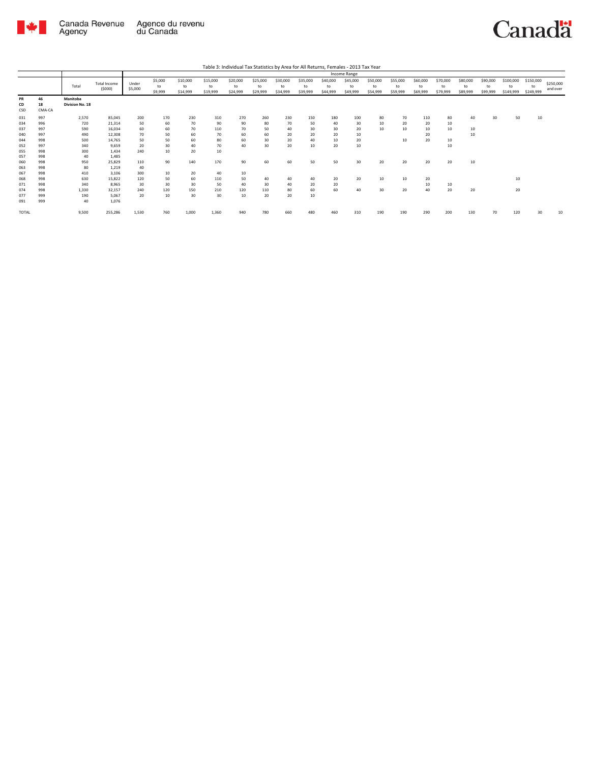Table 3: Individual Tax Statistics by Area for All Returns, Females - 2013 Tax Year

| | | Total | Total Income ($000) | Income Range | | | | | | | | | | | | | | | | | | |
|---|---|---|---|---|---|---|---|---|---|---|---|---|---|---|---|---|---|---|---|---|---|---|
| | | | | Under $5,000 | $5,000 to $9,999 | $10,000 to $14,999 | $15,000 to $19,999 | $20,000 to $24,999 | $25,000 to $29,999 | $30,000 to $34,999 | $35,000 to $39,999 | $40,000 to $44,999 | $45,000 to $49,999 | $50,000 to $54,999 | $55,000 to $59,999 | $60,000 to $69,999 | $70,000 to $79,999 | $80,000 to $89,999 | $90,000 to $99,999 | $100,000 to $149,999 | $150,000 to $249,999 | $250,000 and over |
| PR | 46 | Manitoba | | | | | | | | | | | | | | | | | | | | |
| CD | 18 | Division No. 18 | | | | | | | | | | | | | | | | | | | | |
| CSD | CMA-CA | | | | | | | | | | | | | | | | | | | | | |
| 031 | 997 | 2,570 | 85,045 | 200 | 170 | 230 | 310 | 270 | 260 | 230 | 150 | 180 | 100 | 80 | 70 | 110 | 80 | 40 | 30 | 50 | 10 | |
| 034 | 996 | 720 | 21,314 | 50 | 60 | 70 | 90 | 90 | 80 | 70 | 50 | 40 | 30 | 10 | 20 | 20 | 10 | | | | | |
| 037 | 997 | 590 | 16,034 | 60 | 60 | 70 | 110 | 70 | 50 | 40 | 30 | 30 | 20 | 10 | 10 | 10 | 10 | 10 | | | | |
| 040 | 997 | 490 | 12,308 | 70 | 50 | 60 | 70 | 60 | 60 | 20 | 20 | 20 | 10 | | | 20 | | 10 | | | | |
| 044 | 998 | 500 | 14,765 | 50 | 50 | 60 | 80 | 60 | 30 | 20 | 40 | 10 | 20 | | 10 | 20 | 10 | | | | | |
| 052 | 997 | 340 | 9,659 | 20 | 30 | 40 | 70 | 40 | 30 | 20 | 10 | 20 | 10 | | | | 10 | | | | | |
| 055 | 998 | 300 | 1,434 | 240 | 10 | 20 | 10 | | | | | | | | | | | | | | | |
| 057 | 998 | 40 | 1,485 | | | | | | | | | | | | | | | | | | | |
| 060 | 998 | 950 | 25,829 | 110 | 90 | 140 | 170 | 90 | 60 | 60 | 50 | 50 | 30 | 20 | 20 | 20 | 20 | 10 | | | | |
| 063 | 998 | 80 | 1,219 | 40 | | | | | | | | | | | | | | | | | | |
| 067 | 998 | 410 | 3,106 | 300 | 10 | 20 | 40 | 10 | | | | | | | | | | | | | | |
| 068 | 998 | 630 | 15,822 | 120 | 50 | 60 | 110 | 50 | 40 | 40 | 40 | 20 | 20 | 10 | 10 | 20 | | | | 10 | | |
| 071 | 998 | 340 | 8,965 | 30 | 30 | 30 | 50 | 40 | 30 | 40 | 20 | 20 | | | | 10 | 10 | | | | | |
| 074 | 998 | 1,330 | 32,157 | 240 | 120 | 150 | 210 | 120 | 110 | 80 | 60 | 60 | 40 | 30 | 20 | 40 | 20 | 20 | | 20 | | |
| 077 | 999 | 190 | 5,067 | 20 | 10 | 30 | 30 | 10 | 20 | 20 | 10 | | | | | | | | | | | |
| 091 | 999 | 40 | 1,076 | | | | | | | | | | | | | | | | | | | |
| TOTAL | | 9,500 | 255,286 | 1,530 | 760 | 1,000 | 1,360 | 940 | 780 | 660 | 480 | 460 | 310 | 190 | 190 | 290 | 200 | 130 | 70 | 120 | 30 | 10 |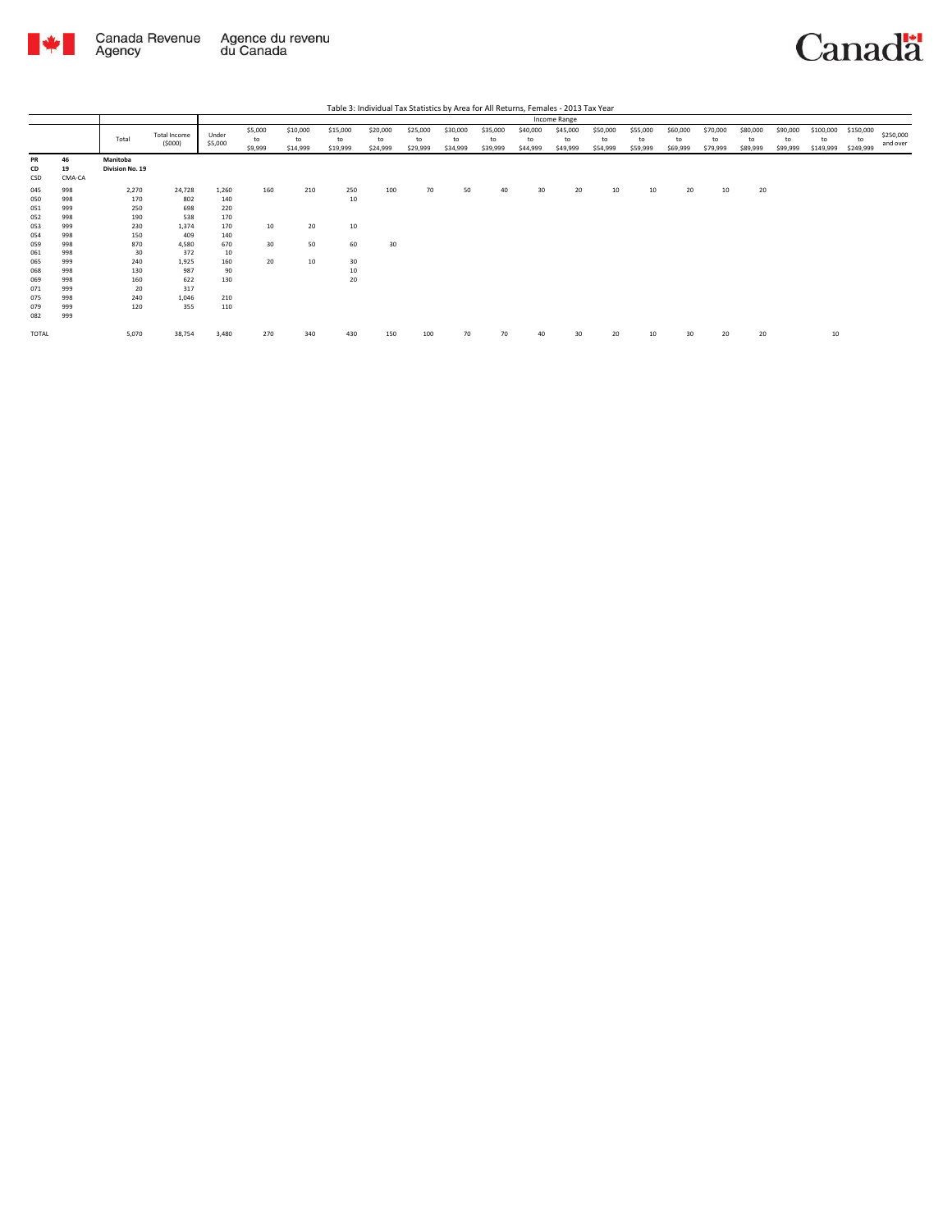Table 3: Individual Tax Statistics by Area for All Returns, Females - 2013 Tax Year

| | | Total | Total Income ($000) | Income Range | | | | | | | | | | | | | | | | | | | | |
|---|---|---|---|---|---|---|---|---|---|---|---|---|---|---|---|---|---|---|---|---|---|---|---|---|
| | | | | Under $5,000 | $5,000 to $9,999 | $10,000 to $14,999 | $15,000 to $19,999 | $20,000 to $24,999 | $25,000 to $29,999 | $30,000 to $34,999 | $35,000 to $39,999 | $40,000 to $44,999 | $45,000 to $49,999 | $50,000 to $54,999 | $55,000 to $59,999 | $60,000 to $69,999 | $70,000 to $79,999 | $80,000 to $89,999 | $90,000 to $99,999 | $100,000 to $149,999 | $150,000 to $249,999 | $250,000 and over |
| **PR** | **46** | **Manitoba** | | | | | | | | | | | | | | | | | | | | | | |
| **CD** | **19** | **Division No. 19** | | | | | | | | | | | | | | | | | | | | | | |
| CSD | CMA-CA | | | | | | | | | | | | | | | | | | | | | | | |
| 045 | 998 | 2,270 | 24,728 | 1,260 | 160 | 210 | 250 | 100 | 70 | 50 | 40 | 30 | 20 | 10 | 10 | 20 | 10 | 20 | | | | |
| 050 | 998 | 170 | 802 | 140 | | | 10 | | | | | | | | | | | | | | | |
| 051 | 999 | 250 | 698 | 220 | | | | | | | | | | | | | | | | | | |
| 052 | 998 | 190 | 538 | 170 | | | | | | | | | | | | | | | | | | |
| 053 | 999 | 230 | 1,374 | 170 | 10 | 20 | 10 | | | | | | | | | | | | | | | |
| 054 | 998 | 150 | 409 | 140 | | | | | | | | | | | | | | | | | | |
| 059 | 998 | 870 | 4,580 | 670 | 30 | 50 | 60 | 30 | | | | | | | | | | | | | | |
| 061 | 998 | 30 | 372 | 10 | | | | | | | | | | | | | | | | | | |
| 065 | 999 | 240 | 1,925 | 160 | 20 | 10 | 30 | | | | | | | | | | | | | | | |
| 068 | 998 | 130 | 987 | 90 | | | 10 | | | | | | | | | | | | | | | |
| 069 | 998 | 160 | 622 | 130 | | | 20 | | | | | | | | | | | | | | | |
| 071 | 999 | 20 | 317 | | | | | | | | | | | | | | | | | | | |
| 075 | 998 | 240 | 1,046 | 210 | | | | | | | | | | | | | | | | | | |
| 079 | 999 | 120 | 355 | 110 | | | | | | | | | | | | | | | | | | |
| 082 | 999 | | | | | | | | | | | | | | | | | | | | | |
| TOTAL | | 5,070 | 38,754 | 3,480 | 270 | 340 | 430 | 150 | 100 | 70 | 70 | 40 | 30 | 20 | 10 | 30 | 20 | 20 | | 10 | | |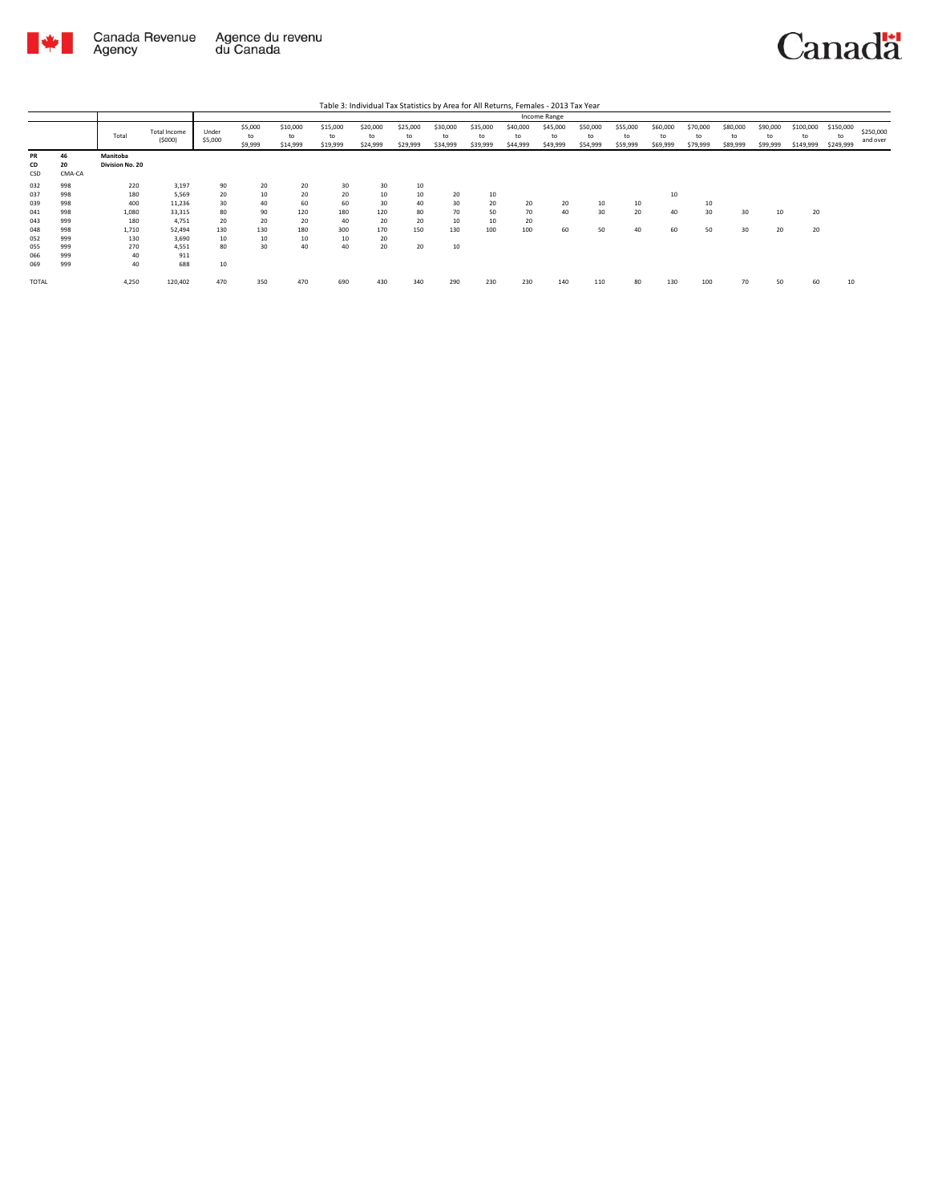Table 3: Individual Tax Statistics by Area for All Returns, Females - 2013 Tax Year

| | | Total | Total Income ($000) | Income Range | | | | | | | | | | | | | | | | | | |
|---|---|---|---|---|---|---|---|---|---|---|---|---|---|---|---|---|---|---|---|---|---|---|
| | | | | Under $5,000 | $5,000 to $9,999 | $10,000 to $14,999 | $15,000 to $19,999 | $20,000 to $24,999 | $25,000 to $29,999 | $30,000 to $34,999 | $35,000 to $39,999 | $40,000 to $44,999 | $45,000 to $49,999 | $50,000 to $54,999 | $55,000 to $59,999 | $60,000 to $69,999 | $70,000 to $79,999 | $80,000 to $89,999 | $90,000 to $99,999 | $100,000 to $149,999 | $150,000 to $249,999 | $250,000 and over |
| **PR** | **46** | **Manitoba** | | | | | | | | | | | | | | | | | | | | |
| **CD** | **20** | **Division No. 20** | | | | | | | | | | | | | | | | | | | | |
| CSD | CMA-CA | | | | | | | | | | | | | | | | | | | | | |
| 032 | 998 | 220 | 3,197 | 90 | 20 | 20 | 30 | 30 | 10 | | | | | | | | | | | | | |
| 037 | 998 | 180 | 5,569 | 20 | 10 | 20 | 20 | 10 | 10 | 20 | 10 | | | | | 10 | | | | | | |
| 039 | 998 | 400 | 11,236 | 30 | 40 | 60 | 60 | 30 | 40 | 30 | 20 | 20 | 20 | 10 | 10 | | 10 | | | | | |
| 041 | 998 | 1,080 | 33,315 | 80 | 90 | 120 | 180 | 120 | 80 | 70 | 50 | 70 | 40 | 30 | 20 | 40 | 30 | 30 | 10 | 20 | | |
| 043 | 999 | 180 | 4,751 | 20 | 20 | 20 | 40 | 20 | 20 | 10 | 10 | 20 | | | | | | | | | | |
| 048 | 998 | 1,710 | 52,494 | 130 | 130 | 180 | 300 | 170 | 150 | 130 | 100 | 100 | 60 | 50 | 40 | 60 | 50 | 30 | 20 | 20 | | |
| 052 | 999 | 130 | 3,690 | 10 | 10 | 10 | 10 | 20 | | | | | | | | | | | | | | |
| 055 | 999 | 270 | 4,551 | 80 | 30 | 40 | 40 | 20 | 20 | 10 | | | | | | | | | | | | |
| 066 | 999 | 40 | 911 | | | | | | | | | | | | | | | | | | | |
| 069 | 999 | 40 | 688 | 10 | | | | | | | | | | | | | | | | | | |
| TOTAL | | 4,250 | 120,402 | 470 | 350 | 470 | 690 | 430 | 340 | 290 | 230 | 230 | 140 | 110 | 80 | 130 | 100 | 70 | 50 | 60 | 10 | |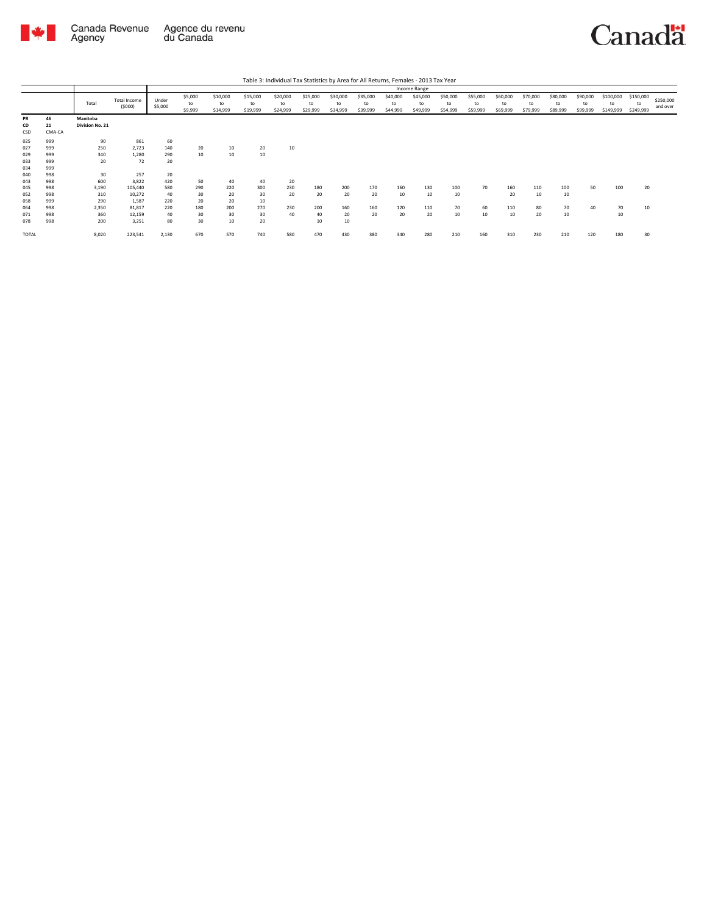Table 3: Individual Tax Statistics by Area for All Returns, Females - 2013 Tax Year

| | | Total | Total Income ($000) | Income Range | | | | | | | | | | | | | | | | | | |
|---|---|---|---|---|---|---|---|---|---|---|---|---|---|---|---|---|---|---|---|---|---|---|
| | | | | Under $5,000 | $5,000 to $9,999 | $10,000 to $14,999 | $15,000 to $19,999 | $20,000 to $24,999 | $25,000 to $29,999 | $30,000 to $34,999 | $35,000 to $39,999 | $40,000 to $44,999 | $45,000 to $49,999 | $50,000 to $54,999 | $55,000 to $59,999 | $60,000 to $69,999 | $70,000 to $79,999 | $80,000 to $89,999 | $90,000 to $99,999 | $100,000 to $149,999 | $150,000 to $249,999 | $250,000 and over |
| **PR** | **46** | **Manitoba** | | | | | | | | | | | | | | | | | | | | |
| **CD** | **21** | **Division No. 21** | | | | | | | | | | | | | | | | | | | | |
| CSD | CMA-CA | | | | | | | | | | | | | | | | | | | | | |
| 025 | 999 | 90 | 861 | 60 | | | | | | | | | | | | | | | | | | |
| 027 | 999 | 250 | 2,723 | 140 | 20 | 10 | 20 | 10 | | | | | | | | | | | | | | |
| 029 | 999 | 340 | 1,280 | 290 | 10 | 10 | 10 | | | | | | | | | | | | | | | |
| 033 | 999 | 20 | 72 | 20 | | | | | | | | | | | | | | | | | | |
| 034 | 999 | | | | | | | | | | | | | | | | | | | | | |
| 040 | 998 | 30 | 257 | 20 | | | | | | | | | | | | | | | | | | |
| 043 | 998 | 600 | 3,822 | 420 | 50 | 40 | 40 | 20 | | | | | | | | | | | | | | |
| 045 | 998 | 3,190 | 105,440 | 580 | 290 | 220 | 300 | 230 | 180 | 200 | 170 | 160 | 130 | 100 | 70 | 160 | 110 | 100 | 50 | 100 | 20 | |
| 052 | 998 | 310 | 10,272 | 40 | 30 | 20 | 30 | 20 | 20 | 20 | 20 | 10 | 10 | 10 | | 20 | 10 | 10 | | | | |
| 058 | 999 | 290 | 1,587 | 220 | 20 | 20 | 10 | | | | | | | | | | | | | | | |
| 064 | 998 | 2,350 | 81,817 | 220 | 180 | 200 | 270 | 230 | 200 | 160 | 160 | 120 | 110 | 70 | 60 | 110 | 80 | 70 | 40 | 70 | 10 | |
| 071 | 998 | 360 | 12,159 | 40 | 30 | 30 | 30 | 40 | 40 | 20 | 20 | 20 | 20 | 10 | 10 | 10 | 20 | 10 | | 10 | | |
| 078 | 998 | 200 | 3,251 | 80 | 30 | 10 | 20 | | 10 | 10 | | | | | | | | | | | | |
| TOTAL | | 8,020 | 223,541 | 2,130 | 670 | 570 | 740 | 580 | 470 | 430 | 380 | 340 | 280 | 210 | 160 | 310 | 230 | 210 | 120 | 180 | 30 | |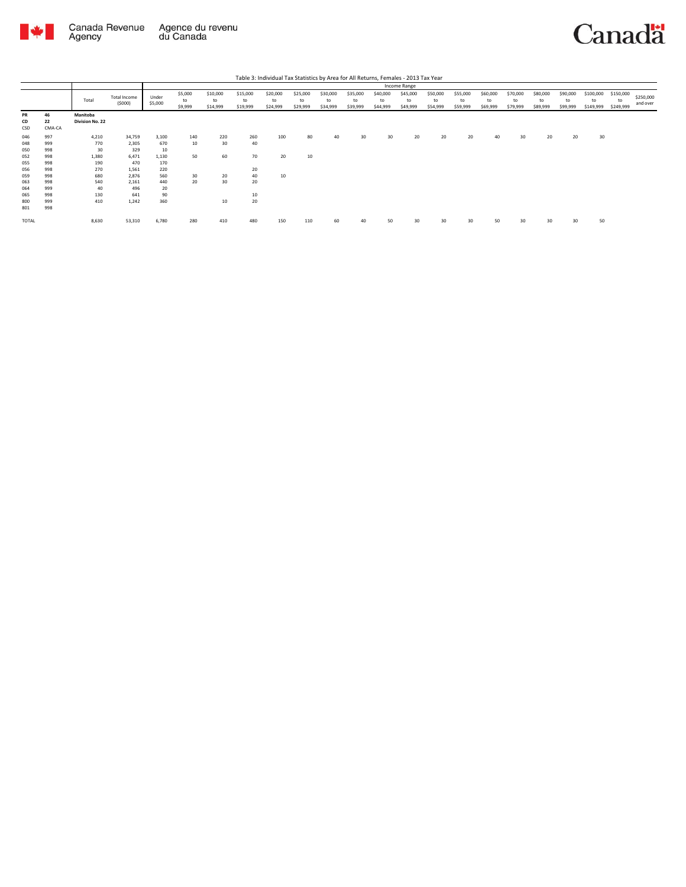Table 3: Individual Tax Statistics by Area for All Returns, Females - 2013 Tax Year

| | | Total | Total Income ($000) | Income Range | | | | | | | | | | | | | | | | | | |
|---|---|---|---|---|---|---|---|---|---|---|---|---|---|---|---|---|---|---|---|---|---|---|
| | | | | Under $5,000 | $5,000 to $9,999 | $10,000 to $14,999 | $15,000 to $19,999 | $20,000 to $24,999 | $25,000 to $29,999 | $30,000 to $34,999 | $35,000 to $39,999 | $40,000 to $44,999 | $45,000 to $49,999 | $50,000 to $54,999 | $55,000 to $59,999 | $60,000 to $69,999 | $70,000 to $79,999 | $80,000 to $89,999 | $90,000 to $99,999 | $100,000 to $149,999 | $150,000 to $249,999 | $250,000 and over |
| **PR** | **46** | **Manitoba** | | | | | | | | | | | | | | | | | | | | |
| **CD** | **22** | **Division No. 22** | | | | | | | | | | | | | | | | | | | | |
| CSD | CMA-CA | | | | | | | | | | | | | | | | | | | | | |
| 046 | 997 | 4,210 | 34,759 | 3,100 | 140 | 220 | 260 | 100 | 80 | 40 | 30 | 30 | 20 | 20 | 20 | 40 | 30 | 20 | 20 | 30 | | |
| 048 | 999 | 770 | 2,305 | 670 | 10 | 30 | 40 | | | | | | | | | | | | | | | |
| 050 | 998 | 30 | 329 | 10 | | | | | | | | | | | | | | | | | | |
| 052 | 998 | 1,380 | 6,471 | 1,130 | 50 | 60 | 70 | 20 | 10 | | | | | | | | | | | | | |
| 055 | 998 | 190 | 470 | 170 | | | | | | | | | | | | | | | | | | |
| 056 | 998 | 270 | 1,561 | 220 | | | 20 | | | | | | | | | | | | | | | |
| 059 | 998 | 680 | 2,876 | 560 | 30 | 20 | 40 | 10 | | | | | | | | | | | | | | |
| 063 | 998 | 540 | 2,161 | 440 | 20 | 30 | 20 | | | | | | | | | | | | | | | |
| 064 | 999 | 40 | 496 | 20 | | | | | | | | | | | | | | | | | | |
| 065 | 998 | 130 | 641 | 90 | | | 10 | | | | | | | | | | | | | | | |
| 800 | 999 | 410 | 1,242 | 360 | | 10 | 20 | | | | | | | | | | | | | | | |
| 801 | 998 | | | | | | | | | | | | | | | | | | | | | |
| TOTAL | | 8,630 | 53,310 | 6,780 | 280 | 410 | 480 | 150 | 110 | 60 | 40 | 50 | 30 | 30 | 30 | 50 | 30 | 30 | 30 | 50 | | |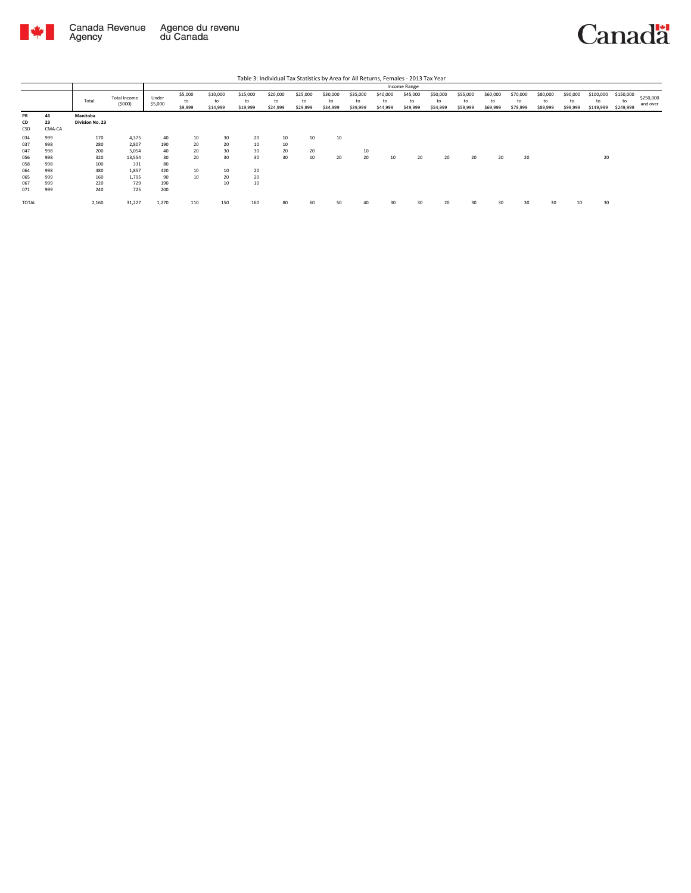Table 3: Individual Tax Statistics by Area for All Returns, Females - 2013 Tax Year

| | | Total | Total Income ($000) | Income Range | | | | | | | | | | | | | | | | | | |
|---|---|---|---|---|---|---|---|---|---|---|---|---|---|---|---|---|---|---|---|---|---|---|
| | | | | Under $5,000 | $5,000 to $9,999 | $10,000 to $14,999 | $15,000 to $19,999 | $20,000 to $24,999 | $25,000 to $29,999 | $30,000 to $34,999 | $35,000 to $39,999 | $40,000 to $44,999 | $45,000 to $49,999 | $50,000 to $54,999 | $55,000 to $59,999 | $60,000 to $69,999 | $70,000 to $79,999 | $80,000 to $89,999 | $90,000 to $99,999 | $100,000 to $149,999 | $150,000 to $249,999 | $250,000 and over |
| **PR** | **46** | **Manitoba** | | | | | | | | | | | | | | | | | | | | |
| **CD** | **23** | **Division No. 23** | | | | | | | | | | | | | | | | | | | | |
| CSD | CMA-CA | | | | | | | | | | | | | | | | | | | | | |
| 034 | 999 | 170 | 4,375 | 40 | 10 | 30 | 20 | 10 | 10 | 10 | | | | | | | | | | | | |
| 037 | 998 | 280 | 2,807 | 190 | 20 | 20 | 10 | 10 | | | | | | | | | | | | | | |
| 047 | 998 | 200 | 5,054 | 40 | 20 | 30 | 30 | 20 | 20 | | 10 | | | | | | | | | | | |
| 056 | 998 | 320 | 13,554 | 30 | 20 | 30 | 30 | 30 | 10 | 20 | 20 | 10 | 20 | 20 | 20 | 20 | 20 | | | 20 | | |
| 058 | 998 | 100 | 331 | 80 | | | | | | | | | | | | | | | | | | |
| 064 | 998 | 480 | 1,857 | 420 | 10 | 10 | 20 | | | | | | | | | | | | | | | |
| 065 | 999 | 160 | 1,795 | 90 | 10 | 20 | 20 | | | | | | | | | | | | | | | |
| 067 | 999 | 220 | 729 | 190 | | 10 | 10 | | | | | | | | | | | | | | | |
| 071 | 999 | 240 | 725 | 200 | | | | | | | | | | | | | | | | | | |
| TOTAL | | 2,160 | 31,227 | 1,270 | 110 | 150 | 160 | 80 | 60 | 50 | 40 | 30 | 30 | 20 | 30 | 30 | 30 | 30 | 10 | 30 | | |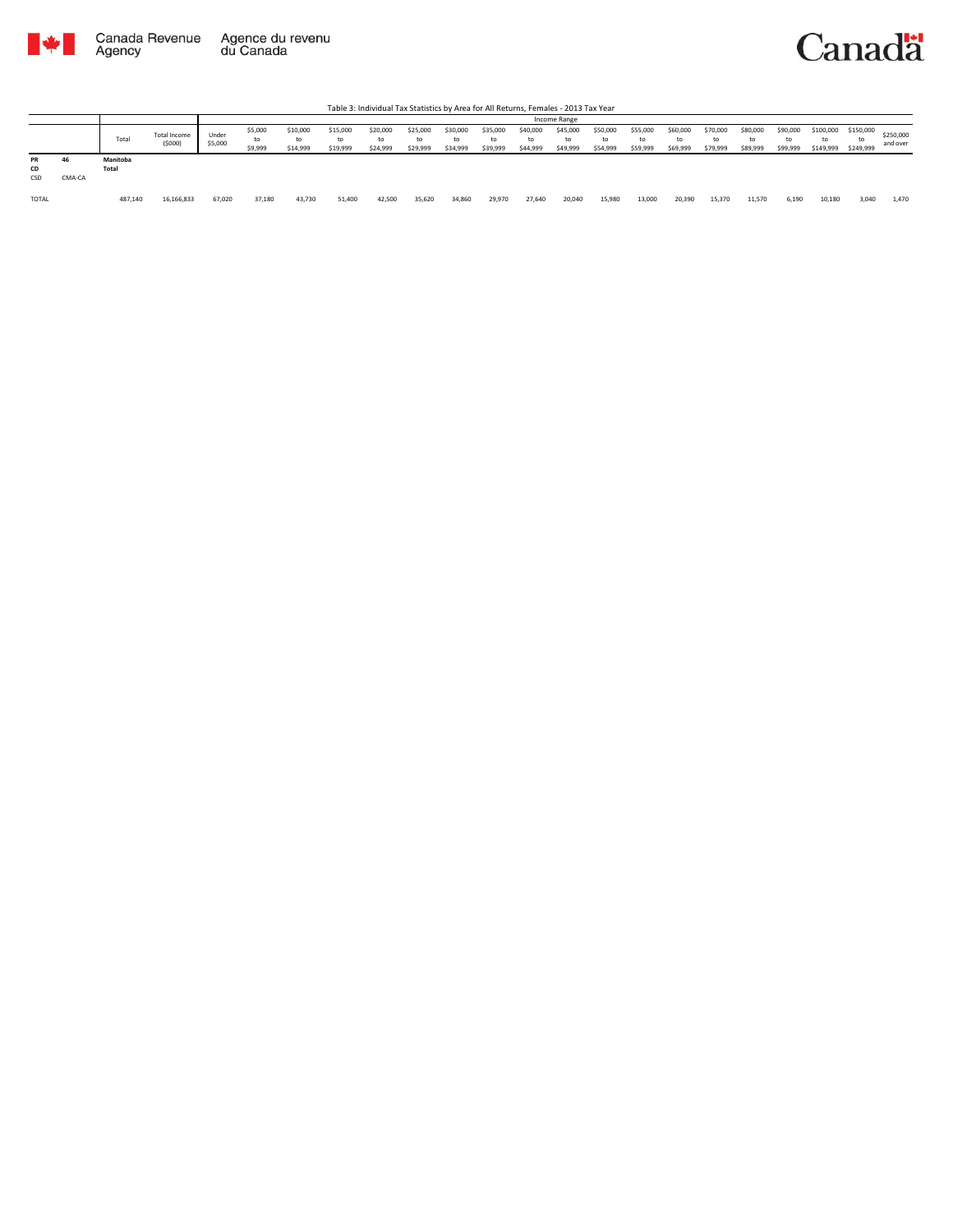Table 3: Individual Tax Statistics by Area for All Returns, Females - 2013 Tax Year

| | | Total | Total Income ($000) | Income Range | | | | | | | | | | | | | | | | | | | |
|---|---|---|---|---|---|---|---|---|---|---|---|---|---|---|---|---|---|---|---|---|---|---|---|
| | | | | Under $5,000 | $5,000 to $9,999 | $10,000 to $14,999 | $15,000 to $19,999 | $20,000 to $24,999 | $25,000 to $29,999 | $30,000 to $34,999 | $35,000 to $39,999 | $40,000 to $44,999 | $45,000 to $49,999 | $50,000 to $54,999 | $55,000 to $59,999 | $60,000 to $69,999 | $70,000 to $79,999 | $80,000 to $89,999 | $90,000 to $99,999 | $100,000 to $149,999 | $150,000 to $249,999 | $250,000 and over |
| **PR** | **46** | **Manitoba** | | | | | | | | | | | | | | | | | | | | |
| **CD** | | **Total** | | | | | | | | | | | | | | | | | | | | |
| CSD | CMA-CA | | | | | | | | | | | | | | | | | | | | | |
| TOTAL | | 487,140 | 16,166,833 | 67,020 | 37,180 | 43,730 | 51,400 | 42,500 | 35,620 | 34,860 | 29,970 | 27,640 | 20,040 | 15,980 | 13,000 | 20,390 | 15,370 | 11,570 | 6,190 | 10,180 | 3,040 | 1,470 |